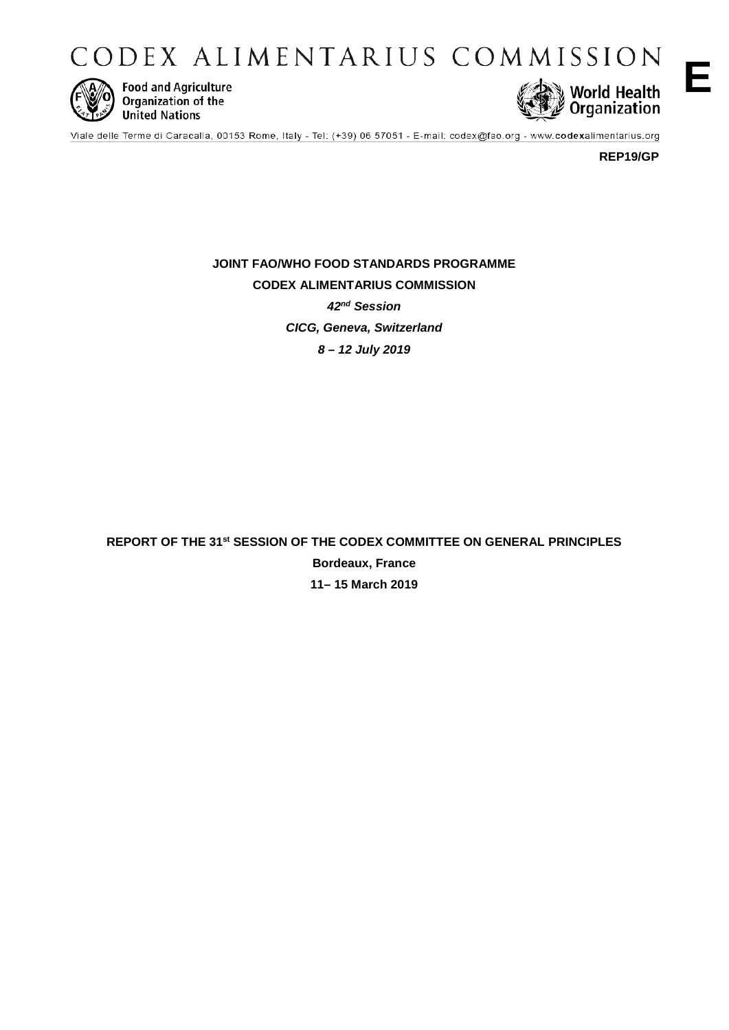# CODEX ALIMENTARIUS COMMISSION

Food and Agriculture Organization of the United Nations

World Health Organization

**E**

Viale delle Terme di Caracalla, 00153 Rome, Italy - Tel: (+39) 06 57051 - E-mail: codex@fao.org - www.codexalimentarius.org

**REP19/GP**

**JOINT FAO/WHO FOOD STANDARDS PROGRAMME**

**CODEX ALIMENTARIUS COMMISSION**

***42nd Session***

***CICG, Geneva, Switzerland***

***8 – 12 July 2019***

**REPORT OF THE 31st SESSION OF THE CODEX COMMITTEE ON GENERAL PRINCIPLES**

**Bordeaux, France**

**11– 15 March 2019**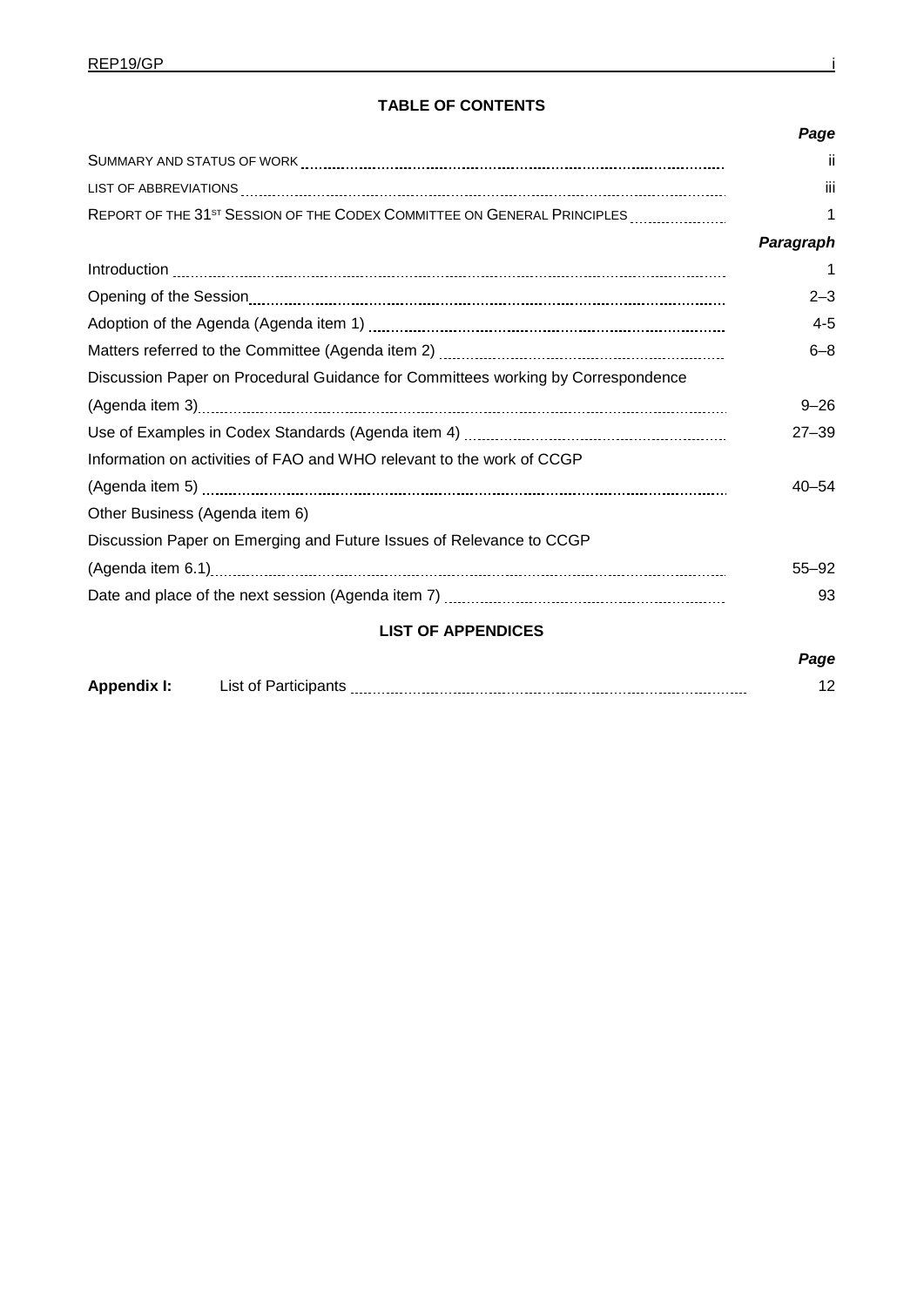## TABLE OF CONTENTS

| | Page |
|---|---|
| SUMMARY AND STATUS OF WORK | ii |
| LIST OF ABBREVIATIONS | iii |
| REPORT OF THE 31ST SESSION OF THE CODEX COMMITTEE ON GENERAL PRINCIPLES | 1 |

| | Paragraph |
|---|---|
| Introduction | 1 |
| Opening of the Session | 2–3 |
| Adoption of the Agenda (Agenda item 1) | 4-5 |
| Matters referred to the Committee (Agenda item 2) | 6–8 |
| Discussion Paper on Procedural Guidance for Committees working by Correspondence (Agenda item 3) | 9–26 |
| Use of Examples in Codex Standards (Agenda item 4) | 27–39 |
| Information on activities of FAO and WHO relevant to the work of CCGP (Agenda item 5) | 40–54 |
| Other Business (Agenda item 6) | |
| Discussion Paper on Emerging and Future Issues of Relevance to CCGP (Agenda item 6.1) | 55–92 |
| Date and place of the next session (Agenda item 7) | 93 |

## LIST OF APPENDICES

| | | Page |
|---|---|---|
| **Appendix I:** | List of Participants | 12 |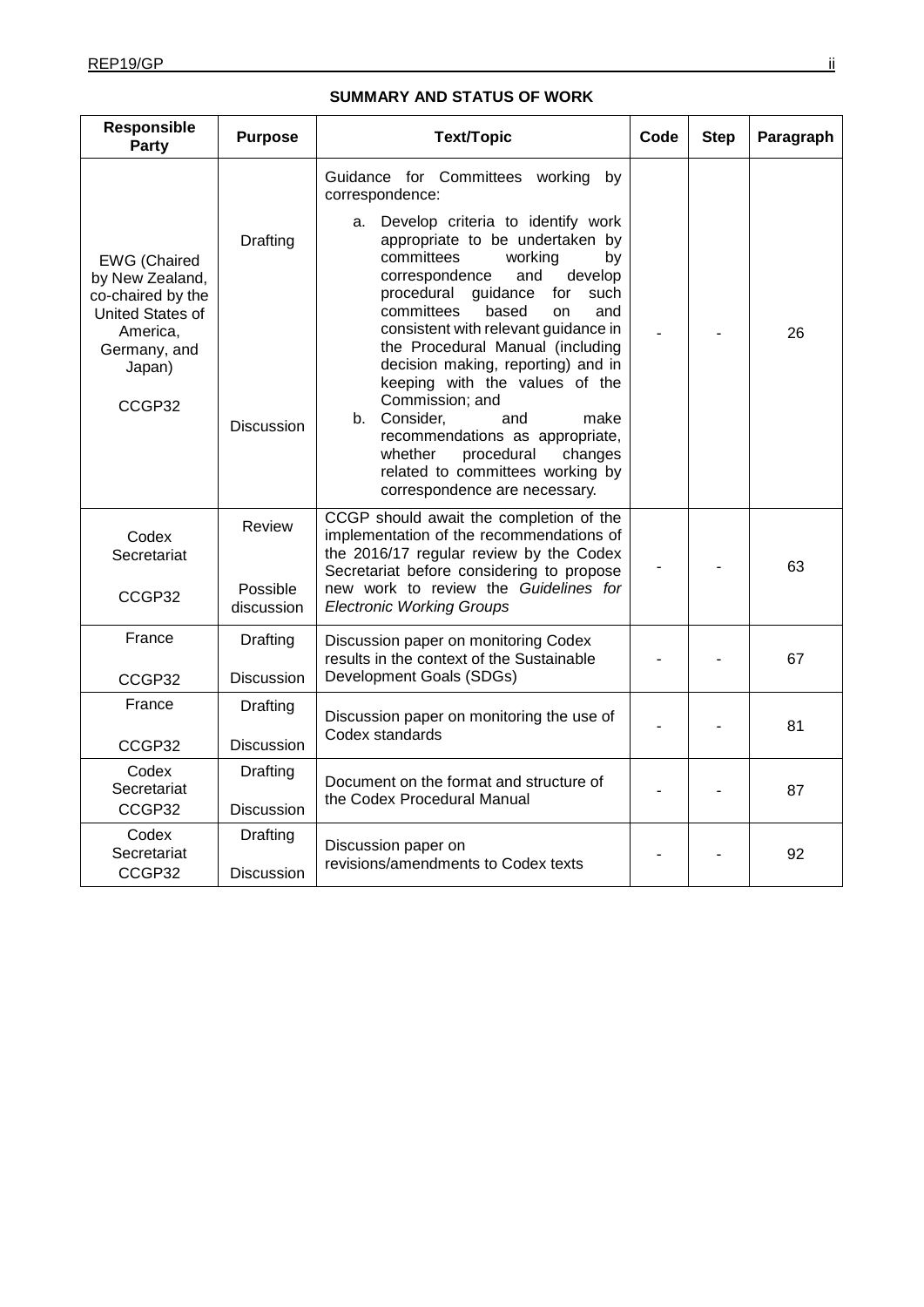**SUMMARY AND STATUS OF WORK**

| Responsible Party | Purpose | Text/Topic | Code | Step | Paragraph |
|---|---|---|---|---|---|
| EWG (Chaired by New Zealand, co-chaired by the United States of America, Germany, and Japan)<br><br>CCGP32 | Drafting<br><br>Discussion | Guidance for Committees working by correspondence:<br>a. Develop criteria to identify work appropriate to be undertaken by committees working by correspondence and develop procedural guidance for such committees based on and consistent with relevant guidance in the Procedural Manual (including decision making, reporting) and in keeping with the values of the Commission; and<br>b. Consider, and make recommendations as appropriate, whether procedural changes related to committees working by correspondence are necessary. | - | - | 26 |
| Codex Secretariat<br><br>CCGP32 | Review<br><br>Possible discussion | CCGP should await the completion of the implementation of the recommendations of the 2016/17 regular review by the Codex Secretariat before considering to propose new work to review the *Guidelines for Electronic Working Groups* | - | - | 63 |
| France<br><br>CCGP32 | Drafting<br><br>Discussion | Discussion paper on monitoring Codex results in the context of the Sustainable Development Goals (SDGs) | - | - | 67 |
| France<br><br>CCGP32 | Drafting<br><br>Discussion | Discussion paper on monitoring the use of Codex standards | - | - | 81 |
| Codex Secretariat<br>CCGP32 | Drafting<br><br>Discussion | Document on the format and structure of the Codex Procedural Manual | - | - | 87 |
| Codex Secretariat<br>CCGP32 | Drafting<br><br>Discussion | Discussion paper on revisions/amendments to Codex texts | - | - | 92 |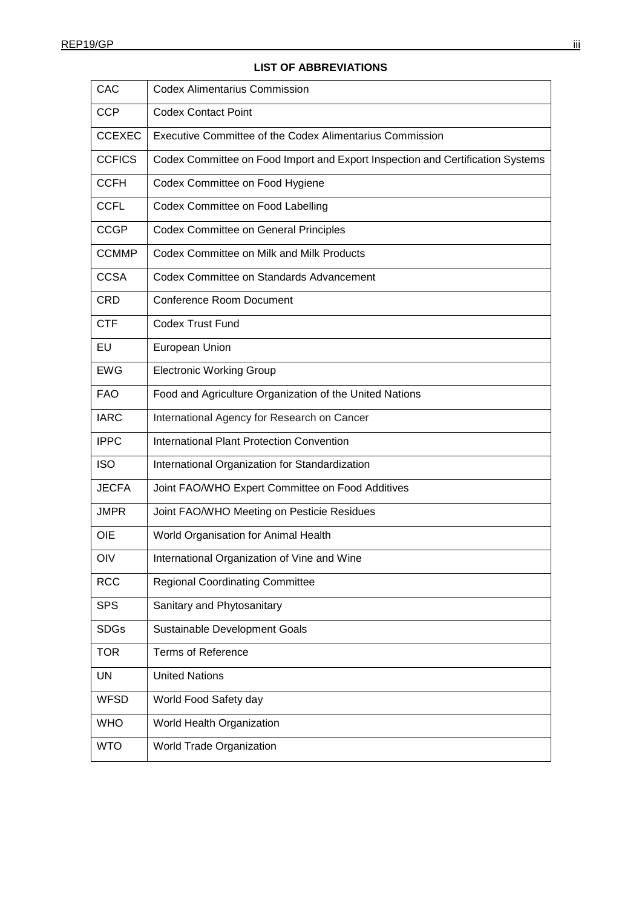**LIST OF ABBREVIATIONS**

| | |
|---|---|
| CAC | Codex Alimentarius Commission |
| CCP | Codex Contact Point |
| CCEXEC | Executive Committee of the Codex Alimentarius Commission |
| CCFICS | Codex Committee on Food Import and Export Inspection and Certification Systems |
| CCFH | Codex Committee on Food Hygiene |
| CCFL | Codex Committee on Food Labelling |
| CCGP | Codex Committee on General Principles |
| CCMMP | Codex Committee on Milk and Milk Products |
| CCSA | Codex Committee on Standards Advancement |
| CRD | Conference Room Document |
| CTF | Codex Trust Fund |
| EU | European Union |
| EWG | Electronic Working Group |
| FAO | Food and Agriculture Organization of the United Nations |
| IARC | International Agency for Research on Cancer |
| IPPC | International Plant Protection Convention |
| ISO | International Organization for Standardization |
| JECFA | Joint FAO/WHO Expert Committee on Food Additives |
| JMPR | Joint FAO/WHO Meeting on Pesticie Residues |
| OIE | World Organisation for Animal Health |
| OIV | International Organization of Vine and Wine |
| RCC | Regional Coordinating Committee |
| SPS | Sanitary and Phytosanitary |
| SDGs | Sustainable Development Goals |
| TOR | Terms of Reference |
| UN | United Nations |
| WFSD | World Food Safety day |
| WHO | World Health Organization |
| WTO | World Trade Organization |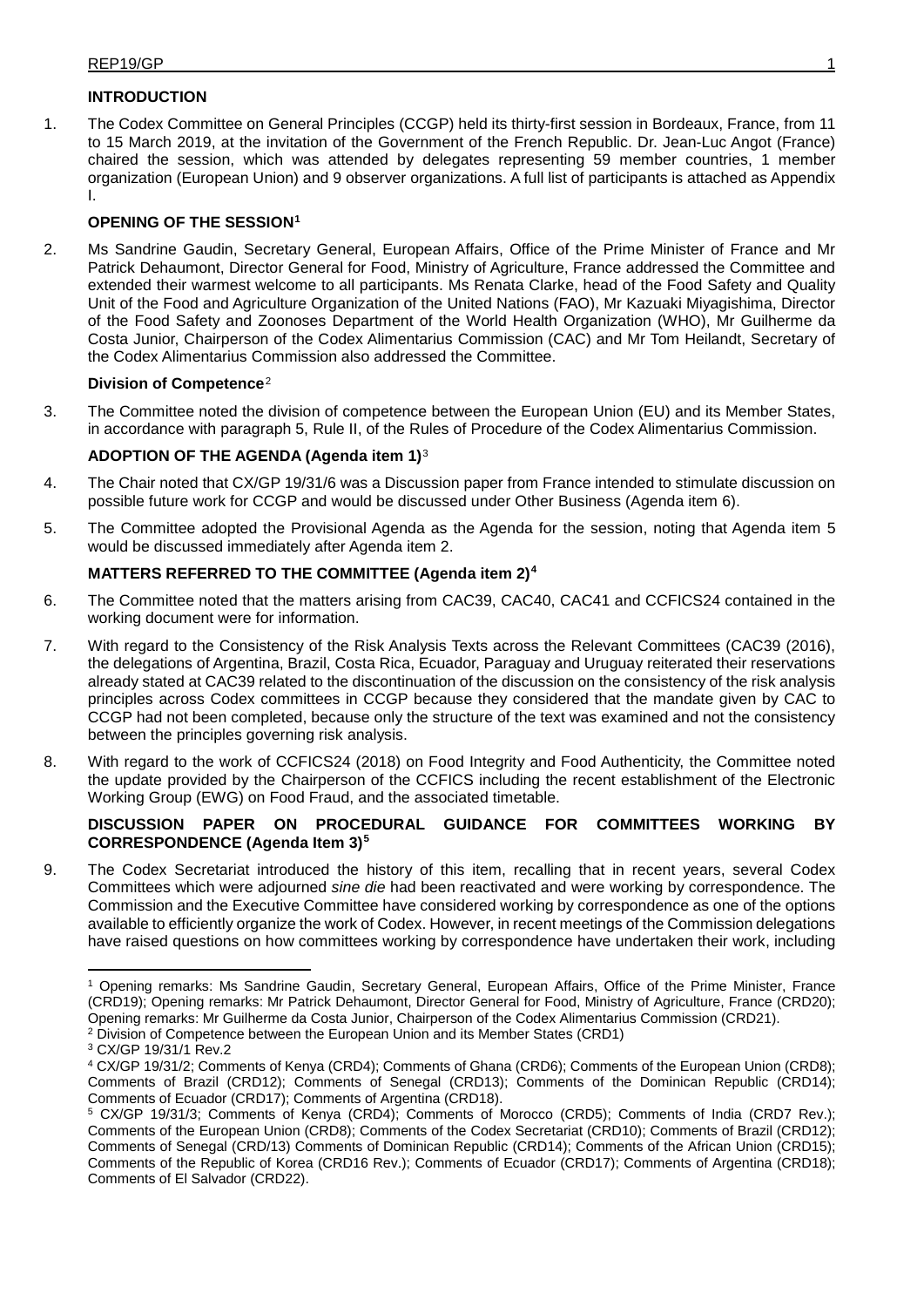## INTRODUCTION

1. The Codex Committee on General Principles (CCGP) held its thirty-first session in Bordeaux, France, from 11 to 15 March 2019, at the invitation of the Government of the French Republic. Dr. Jean-Luc Angot (France) chaired the session, which was attended by delegates representing 59 member countries, 1 member organization (European Union) and 9 observer organizations. A full list of participants is attached as Appendix I.

## OPENING OF THE SESSION[1]

2. Ms Sandrine Gaudin, Secretary General, European Affairs, Office of the Prime Minister of France and Mr Patrick Dehaumont, Director General for Food, Ministry of Agriculture, France addressed the Committee and extended their warmest welcome to all participants. Ms Renata Clarke, head of the Food Safety and Quality Unit of the Food and Agriculture Organization of the United Nations (FAO), Mr Kazuaki Miyagishima, Director of the Food Safety and Zoonoses Department of the World Health Organization (WHO), Mr Guilherme da Costa Junior, Chairperson of the Codex Alimentarius Commission (CAC) and Mr Tom Heilandt, Secretary of the Codex Alimentarius Commission also addressed the Committee.

### Division of Competence[2]

3. The Committee noted the division of competence between the European Union (EU) and its Member States, in accordance with paragraph 5, Rule II, of the Rules of Procedure of the Codex Alimentarius Commission.

## ADOPTION OF THE AGENDA (Agenda item 1)[3]

4. The Chair noted that CX/GP 19/31/6 was a Discussion paper from France intended to stimulate discussion on possible future work for CCGP and would be discussed under Other Business (Agenda item 6).

5. The Committee adopted the Provisional Agenda as the Agenda for the session, noting that Agenda item 5 would be discussed immediately after Agenda item 2.

## MATTERS REFERRED TO THE COMMITTEE (Agenda item 2)[4]

6. The Committee noted that the matters arising from CAC39, CAC40, CAC41 and CCFICS24 contained in the working document were for information.

7. With regard to the Consistency of the Risk Analysis Texts across the Relevant Committees (CAC39 (2016), the delegations of Argentina, Brazil, Costa Rica, Ecuador, Paraguay and Uruguay reiterated their reservations already stated at CAC39 related to the discontinuation of the discussion on the consistency of the risk analysis principles across Codex committees in CCGP because they considered that the mandate given by CAC to CCGP had not been completed, because only the structure of the text was examined and not the consistency between the principles governing risk analysis.

8. With regard to the work of CCFICS24 (2018) on Food Integrity and Food Authenticity, the Committee noted the update provided by the Chairperson of the CCFICS including the recent establishment of the Electronic Working Group (EWG) on Food Fraud, and the associated timetable.

## DISCUSSION PAPER ON PROCEDURAL GUIDANCE FOR COMMITTEES WORKING BY CORRESPONDENCE (Agenda Item 3)[5]

9. The Codex Secretariat introduced the history of this item, recalling that in recent years, several Codex Committees which were adjourned *sine die* had been reactivated and were working by correspondence. The Commission and the Executive Committee have considered working by correspondence as one of the options available to efficiently organize the work of Codex. However, in recent meetings of the Commission delegations have raised questions on how committees working by correspondence have undertaken their work, including

---

[1] Opening remarks: Ms Sandrine Gaudin, Secretary General, European Affairs, Office of the Prime Minister, France (CRD19); Opening remarks: Mr Patrick Dehaumont, Director General for Food, Ministry of Agriculture, France (CRD20); Opening remarks: Mr Guilherme da Costa Junior, Chairperson of the Codex Alimentarius Commission (CRD21).

[2] Division of Competence between the European Union and its Member States (CRD1)

[3] CX/GP 19/31/1 Rev.2

[4] CX/GP 19/31/2; Comments of Kenya (CRD4); Comments of Ghana (CRD6); Comments of the European Union (CRD8); Comments of Brazil (CRD12); Comments of Senegal (CRD13); Comments of the Dominican Republic (CRD14); Comments of Ecuador (CRD17); Comments of Argentina (CRD18).

[5] CX/GP 19/31/3; Comments of Kenya (CRD4); Comments of Morocco (CRD5); Comments of India (CRD7 Rev.); Comments of the European Union (CRD8); Comments of the Codex Secretariat (CRD10); Comments of Brazil (CRD12); Comments of Senegal (CRD/13) Comments of Dominican Republic (CRD14); Comments of the African Union (CRD15); Comments of the Republic of Korea (CRD16 Rev.); Comments of Ecuador (CRD17); Comments of Argentina (CRD18); Comments of El Salvador (CRD22).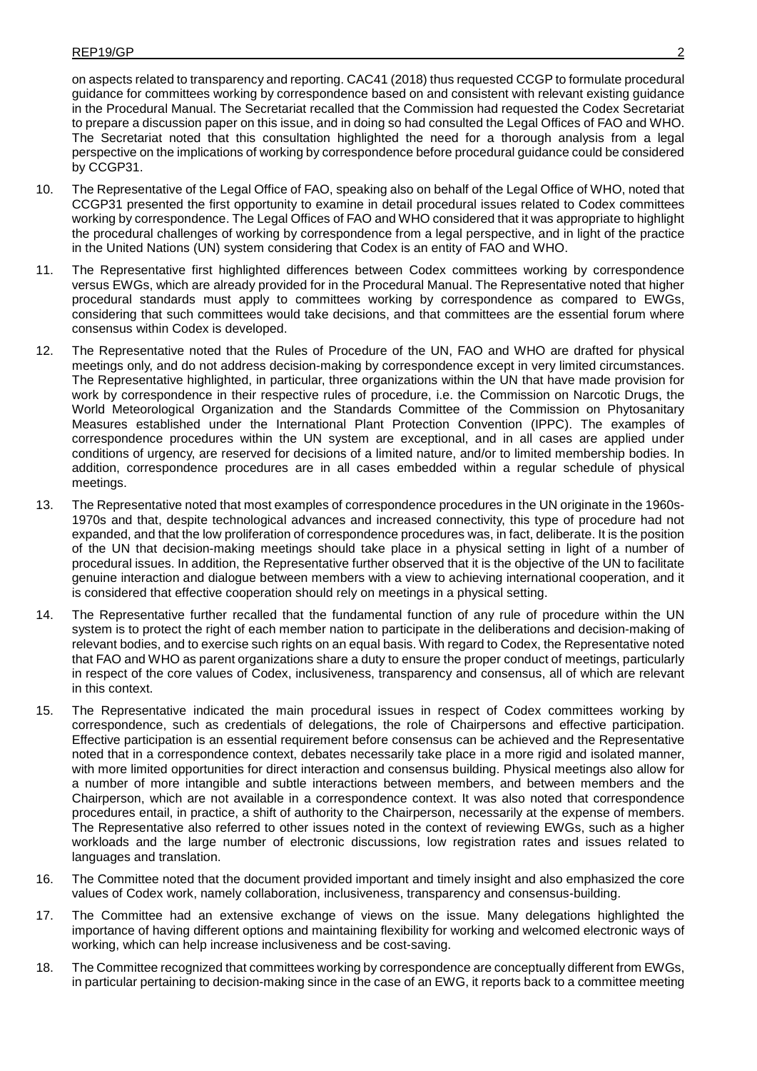on aspects related to transparency and reporting. CAC41 (2018) thus requested CCGP to formulate procedural guidance for committees working by correspondence based on and consistent with relevant existing guidance in the Procedural Manual. The Secretariat recalled that the Commission had requested the Codex Secretariat to prepare a discussion paper on this issue, and in doing so had consulted the Legal Offices of FAO and WHO. The Secretariat noted that this consultation highlighted the need for a thorough analysis from a legal perspective on the implications of working by correspondence before procedural guidance could be considered by CCGP31.

10. The Representative of the Legal Office of FAO, speaking also on behalf of the Legal Office of WHO, noted that CCGP31 presented the first opportunity to examine in detail procedural issues related to Codex committees working by correspondence. The Legal Offices of FAO and WHO considered that it was appropriate to highlight the procedural challenges of working by correspondence from a legal perspective, and in light of the practice in the United Nations (UN) system considering that Codex is an entity of FAO and WHO.

11. The Representative first highlighted differences between Codex committees working by correspondence versus EWGs, which are already provided for in the Procedural Manual. The Representative noted that higher procedural standards must apply to committees working by correspondence as compared to EWGs, considering that such committees would take decisions, and that committees are the essential forum where consensus within Codex is developed.

12. The Representative noted that the Rules of Procedure of the UN, FAO and WHO are drafted for physical meetings only, and do not address decision-making by correspondence except in very limited circumstances. The Representative highlighted, in particular, three organizations within the UN that have made provision for work by correspondence in their respective rules of procedure, i.e. the Commission on Narcotic Drugs, the World Meteorological Organization and the Standards Committee of the Commission on Phytosanitary Measures established under the International Plant Protection Convention (IPPC). The examples of correspondence procedures within the UN system are exceptional, and in all cases are applied under conditions of urgency, are reserved for decisions of a limited nature, and/or to limited membership bodies. In addition, correspondence procedures are in all cases embedded within a regular schedule of physical meetings.

13. The Representative noted that most examples of correspondence procedures in the UN originate in the 1960s-1970s and that, despite technological advances and increased connectivity, this type of procedure had not expanded, and that the low proliferation of correspondence procedures was, in fact, deliberate. It is the position of the UN that decision-making meetings should take place in a physical setting in light of a number of procedural issues. In addition, the Representative further observed that it is the objective of the UN to facilitate genuine interaction and dialogue between members with a view to achieving international cooperation, and it is considered that effective cooperation should rely on meetings in a physical setting.

14. The Representative further recalled that the fundamental function of any rule of procedure within the UN system is to protect the right of each member nation to participate in the deliberations and decision-making of relevant bodies, and to exercise such rights on an equal basis. With regard to Codex, the Representative noted that FAO and WHO as parent organizations share a duty to ensure the proper conduct of meetings, particularly in respect of the core values of Codex, inclusiveness, transparency and consensus, all of which are relevant in this context.

15. The Representative indicated the main procedural issues in respect of Codex committees working by correspondence, such as credentials of delegations, the role of Chairpersons and effective participation. Effective participation is an essential requirement before consensus can be achieved and the Representative noted that in a correspondence context, debates necessarily take place in a more rigid and isolated manner, with more limited opportunities for direct interaction and consensus building. Physical meetings also allow for a number of more intangible and subtle interactions between members, and between members and the Chairperson, which are not available in a correspondence context. It was also noted that correspondence procedures entail, in practice, a shift of authority to the Chairperson, necessarily at the expense of members. The Representative also referred to other issues noted in the context of reviewing EWGs, such as a higher workloads and the large number of electronic discussions, low registration rates and issues related to languages and translation.

16. The Committee noted that the document provided important and timely insight and also emphasized the core values of Codex work, namely collaboration, inclusiveness, transparency and consensus-building.

17. The Committee had an extensive exchange of views on the issue. Many delegations highlighted the importance of having different options and maintaining flexibility for working and welcomed electronic ways of working, which can help increase inclusiveness and be cost-saving.

18. The Committee recognized that committees working by correspondence are conceptually different from EWGs, in particular pertaining to decision-making since in the case of an EWG, it reports back to a committee meeting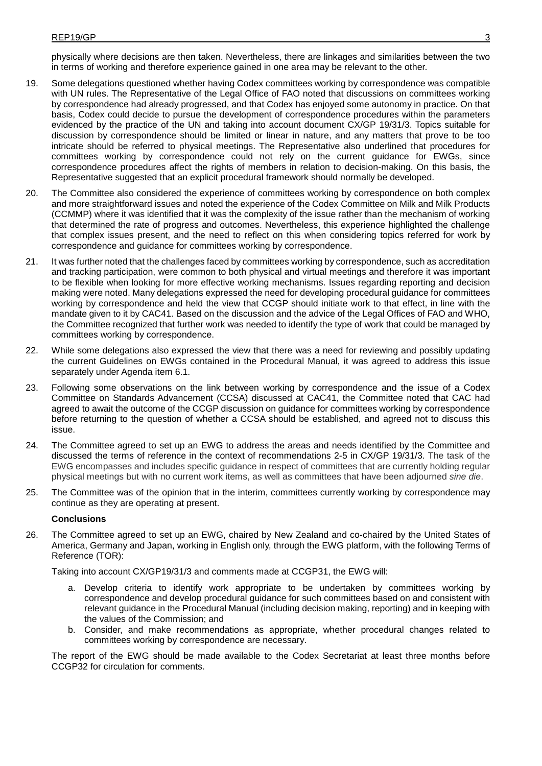physically where decisions are then taken. Nevertheless, there are linkages and similarities between the two in terms of working and therefore experience gained in one area may be relevant to the other.

19. Some delegations questioned whether having Codex committees working by correspondence was compatible with UN rules. The Representative of the Legal Office of FAO noted that discussions on committees working by correspondence had already progressed, and that Codex has enjoyed some autonomy in practice. On that basis, Codex could decide to pursue the development of correspondence procedures within the parameters evidenced by the practice of the UN and taking into account document CX/GP 19/31/3. Topics suitable for discussion by correspondence should be limited or linear in nature, and any matters that prove to be too intricate should be referred to physical meetings. The Representative also underlined that procedures for committees working by correspondence could not rely on the current guidance for EWGs, since correspondence procedures affect the rights of members in relation to decision-making. On this basis, the Representative suggested that an explicit procedural framework should normally be developed.

20. The Committee also considered the experience of committees working by correspondence on both complex and more straightforward issues and noted the experience of the Codex Committee on Milk and Milk Products (CCMMP) where it was identified that it was the complexity of the issue rather than the mechanism of working that determined the rate of progress and outcomes. Nevertheless, this experience highlighted the challenge that complex issues present, and the need to reflect on this when considering topics referred for work by correspondence and guidance for committees working by correspondence.

21. It was further noted that the challenges faced by committees working by correspondence, such as accreditation and tracking participation, were common to both physical and virtual meetings and therefore it was important to be flexible when looking for more effective working mechanisms. Issues regarding reporting and decision making were noted. Many delegations expressed the need for developing procedural guidance for committees working by correspondence and held the view that CCGP should initiate work to that effect, in line with the mandate given to it by CAC41. Based on the discussion and the advice of the Legal Offices of FAO and WHO, the Committee recognized that further work was needed to identify the type of work that could be managed by committees working by correspondence.

22. While some delegations also expressed the view that there was a need for reviewing and possibly updating the current Guidelines on EWGs contained in the Procedural Manual, it was agreed to address this issue separately under Agenda item 6.1.

23. Following some observations on the link between working by correspondence and the issue of a Codex Committee on Standards Advancement (CCSA) discussed at CAC41, the Committee noted that CAC had agreed to await the outcome of the CCGP discussion on guidance for committees working by correspondence before returning to the question of whether a CCSA should be established, and agreed not to discuss this issue.

24. The Committee agreed to set up an EWG to address the areas and needs identified by the Committee and discussed the terms of reference in the context of recommendations 2-5 in CX/GP 19/31/3. The task of the EWG encompasses and includes specific guidance in respect of committees that are currently holding regular physical meetings but with no current work items, as well as committees that have been adjourned *sine die*.

25. The Committee was of the opinion that in the interim, committees currently working by correspondence may continue as they are operating at present.

**Conclusions**

26. The Committee agreed to set up an EWG, chaired by New Zealand and co-chaired by the United States of America, Germany and Japan, working in English only, through the EWG platform, with the following Terms of Reference (TOR):

Taking into account CX/GP19/31/3 and comments made at CCGP31, the EWG will:

a. Develop criteria to identify work appropriate to be undertaken by committees working by correspondence and develop procedural guidance for such committees based on and consistent with relevant guidance in the Procedural Manual (including decision making, reporting) and in keeping with the values of the Commission; and
b. Consider, and make recommendations as appropriate, whether procedural changes related to committees working by correspondence are necessary.

The report of the EWG should be made available to the Codex Secretariat at least three months before CCGP32 for circulation for comments.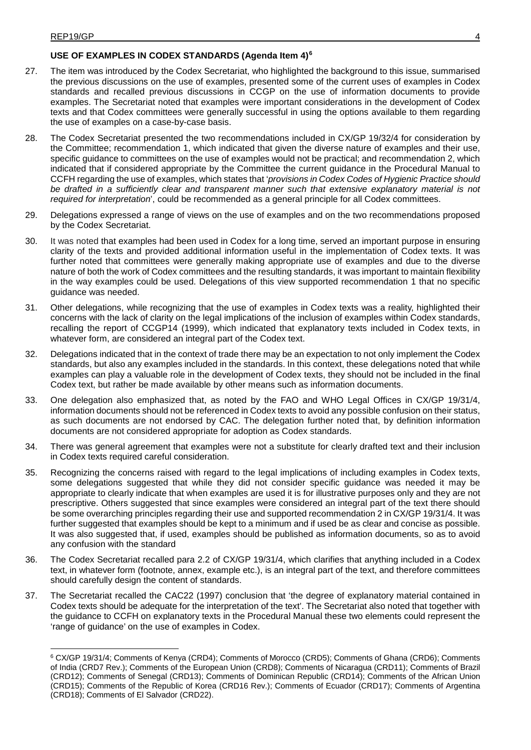### USE OF EXAMPLES IN CODEX STANDARDS (Agenda Item 4)[6]

27. The item was introduced by the Codex Secretariat, who highlighted the background to this issue, summarised the previous discussions on the use of examples, presented some of the current uses of examples in Codex standards and recalled previous discussions in CCGP on the use of information documents to provide examples. The Secretariat noted that examples were important considerations in the development of Codex texts and that Codex committees were generally successful in using the options available to them regarding the use of examples on a case-by-case basis.

28. The Codex Secretariat presented the two recommendations included in CX/GP 19/32/4 for consideration by the Committee; recommendation 1, which indicated that given the diverse nature of examples and their use, specific guidance to committees on the use of examples would not be practical; and recommendation 2, which indicated that if considered appropriate by the Committee the current guidance in the Procedural Manual to CCFH regarding the use of examples, which states that '*provisions in Codex Codes of Hygienic Practice should be drafted in a sufficiently clear and transparent manner such that extensive explanatory material is not required for interpretation*', could be recommended as a general principle for all Codex committees.

29. Delegations expressed a range of views on the use of examples and on the two recommendations proposed by the Codex Secretariat.

30. It was noted that examples had been used in Codex for a long time, served an important purpose in ensuring clarity of the texts and provided additional information useful in the implementation of Codex texts. It was further noted that committees were generally making appropriate use of examples and due to the diverse nature of both the work of Codex committees and the resulting standards, it was important to maintain flexibility in the way examples could be used. Delegations of this view supported recommendation 1 that no specific guidance was needed.

31. Other delegations, while recognizing that the use of examples in Codex texts was a reality, highlighted their concerns with the lack of clarity on the legal implications of the inclusion of examples within Codex standards, recalling the report of CCGP14 (1999), which indicated that explanatory texts included in Codex texts, in whatever form, are considered an integral part of the Codex text.

32. Delegations indicated that in the context of trade there may be an expectation to not only implement the Codex standards, but also any examples included in the standards. In this context, these delegations noted that while examples can play a valuable role in the development of Codex texts, they should not be included in the final Codex text, but rather be made available by other means such as information documents.

33. One delegation also emphasized that, as noted by the FAO and WHO Legal Offices in CX/GP 19/31/4, information documents should not be referenced in Codex texts to avoid any possible confusion on their status, as such documents are not endorsed by CAC. The delegation further noted that, by definition information documents are not considered appropriate for adoption as Codex standards.

34. There was general agreement that examples were not a substitute for clearly drafted text and their inclusion in Codex texts required careful consideration.

35. Recognizing the concerns raised with regard to the legal implications of including examples in Codex texts, some delegations suggested that while they did not consider specific guidance was needed it may be appropriate to clearly indicate that when examples are used it is for illustrative purposes only and they are not prescriptive. Others suggested that since examples were considered an integral part of the text there should be some overarching principles regarding their use and supported recommendation 2 in CX/GP 19/31/4. It was further suggested that examples should be kept to a minimum and if used be as clear and concise as possible. It was also suggested that, if used, examples should be published as information documents, so as to avoid any confusion with the standard

36. The Codex Secretariat recalled para 2.2 of CX/GP 19/31/4, which clarifies that anything included in a Codex text, in whatever form (footnote, annex, example etc.), is an integral part of the text, and therefore committees should carefully design the content of standards.

37. The Secretariat recalled the CAC22 (1997) conclusion that 'the degree of explanatory material contained in Codex texts should be adequate for the interpretation of the text'. The Secretariat also noted that together with the guidance to CCFH on explanatory texts in the Procedural Manual these two elements could represent the 'range of guidance' on the use of examples in Codex.

[6] CX/GP 19/31/4; Comments of Kenya (CRD4); Comments of Morocco (CRD5); Comments of Ghana (CRD6); Comments of India (CRD7 Rev.); Comments of the European Union (CRD8); Comments of Nicaragua (CRD11); Comments of Brazil (CRD12); Comments of Senegal (CRD13); Comments of Dominican Republic (CRD14); Comments of the African Union (CRD15); Comments of the Republic of Korea (CRD16 Rev.); Comments of Ecuador (CRD17); Comments of Argentina (CRD18); Comments of El Salvador (CRD22).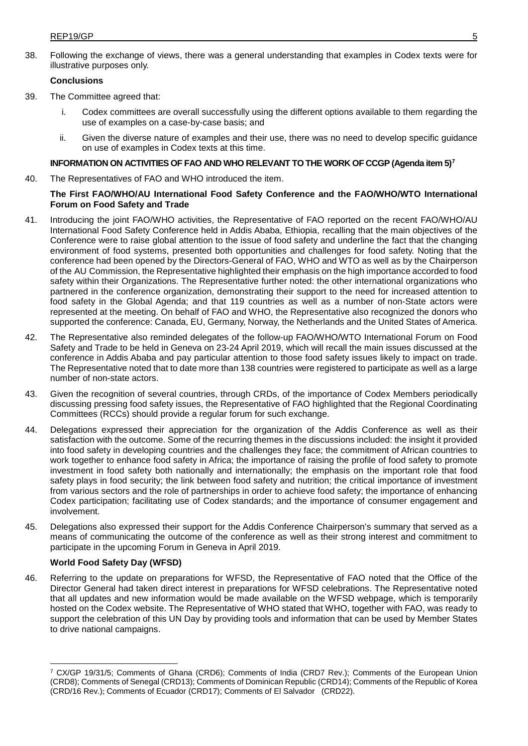38. Following the exchange of views, there was a general understanding that examples in Codex texts were for illustrative purposes only.

**Conclusions**

39. The Committee agreed that:

   i. Codex committees are overall successfully using the different options available to them regarding the use of examples on a case-by-case basis; and

   ii. Given the diverse nature of examples and their use, there was no need to develop specific guidance on use of examples in Codex texts at this time.

**INFORMATION ON ACTIVITIES OF FAO AND WHO RELEVANT TO THE WORK OF CCGP (Agenda item 5)[7]**

40. The Representatives of FAO and WHO introduced the item.

**The First FAO/WHO/AU International Food Safety Conference and the FAO/WHO/WTO International Forum on Food Safety and Trade**

41. Introducing the joint FAO/WHO activities, the Representative of FAO reported on the recent FAO/WHO/AU International Food Safety Conference held in Addis Ababa, Ethiopia, recalling that the main objectives of the Conference were to raise global attention to the issue of food safety and underline the fact that the changing environment of food systems, presented both opportunities and challenges for food safety. Noting that the conference had been opened by the Directors-General of FAO, WHO and WTO as well as by the Chairperson of the AU Commission, the Representative highlighted their emphasis on the high importance accorded to food safety within their Organizations. The Representative further noted: the other international organizations who partnered in the conference organization, demonstrating their support to the need for increased attention to food safety in the Global Agenda; and that 119 countries as well as a number of non-State actors were represented at the meeting. On behalf of FAO and WHO, the Representative also recognized the donors who supported the conference: Canada, EU, Germany, Norway, the Netherlands and the United States of America.

42. The Representative also reminded delegates of the follow-up FAO/WHO/WTO International Forum on Food Safety and Trade to be held in Geneva on 23-24 April 2019, which will recall the main issues discussed at the conference in Addis Ababa and pay particular attention to those food safety issues likely to impact on trade. The Representative noted that to date more than 138 countries were registered to participate as well as a large number of non-state actors.

43. Given the recognition of several countries, through CRDs, of the importance of Codex Members periodically discussing pressing food safety issues, the Representative of FAO highlighted that the Regional Coordinating Committees (RCCs) should provide a regular forum for such exchange.

44. Delegations expressed their appreciation for the organization of the Addis Conference as well as their satisfaction with the outcome. Some of the recurring themes in the discussions included: the insight it provided into food safety in developing countries and the challenges they face; the commitment of African countries to work together to enhance food safety in Africa; the importance of raising the profile of food safety to promote investment in food safety both nationally and internationally; the emphasis on the important role that food safety plays in food security; the link between food safety and nutrition; the critical importance of investment from various sectors and the role of partnerships in order to achieve food safety; the importance of enhancing Codex participation; facilitating use of Codex standards; and the importance of consumer engagement and involvement.

45. Delegations also expressed their support for the Addis Conference Chairperson's summary that served as a means of communicating the outcome of the conference as well as their strong interest and commitment to participate in the upcoming Forum in Geneva in April 2019.

**World Food Safety Day (WFSD)**

46. Referring to the update on preparations for WFSD, the Representative of FAO noted that the Office of the Director General had taken direct interest in preparations for WFSD celebrations. The Representative noted that all updates and new information would be made available on the WFSD webpage, which is temporarily hosted on the Codex website. The Representative of WHO stated that WHO, together with FAO, was ready to support the celebration of this UN Day by providing tools and information that can be used by Member States to drive national campaigns.

---

[7] CX/GP 19/31/5; Comments of Ghana (CRD6); Comments of India (CRD7 Rev.); Comments of the European Union (CRD8); Comments of Senegal (CRD13); Comments of Dominican Republic (CRD14); Comments of the Republic of Korea (CRD/16 Rev.); Comments of Ecuador (CRD17); Comments of El Salvador (CRD22).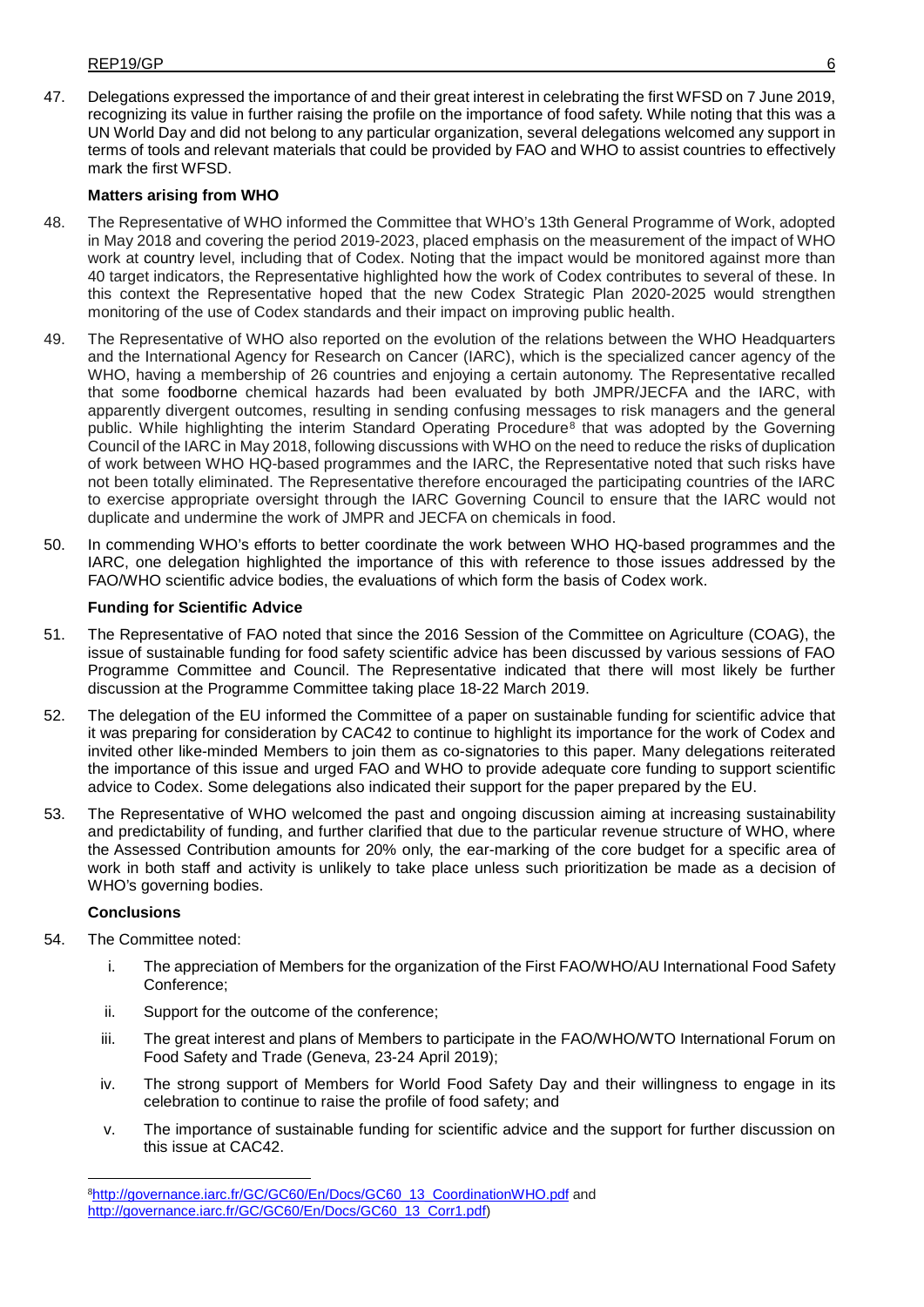47. Delegations expressed the importance of and their great interest in celebrating the first WFSD on 7 June 2019, recognizing its value in further raising the profile on the importance of food safety. While noting that this was a UN World Day and did not belong to any particular organization, several delegations welcomed any support in terms of tools and relevant materials that could be provided by FAO and WHO to assist countries to effectively mark the first WFSD.

**Matters arising from WHO**

48. The Representative of WHO informed the Committee that WHO's 13th General Programme of Work, adopted in May 2018 and covering the period 2019-2023, placed emphasis on the measurement of the impact of WHO work at country level, including that of Codex. Noting that the impact would be monitored against more than 40 target indicators, the Representative highlighted how the work of Codex contributes to several of these. In this context the Representative hoped that the new Codex Strategic Plan 2020-2025 would strengthen monitoring of the use of Codex standards and their impact on improving public health.

49. The Representative of WHO also reported on the evolution of the relations between the WHO Headquarters and the International Agency for Research on Cancer (IARC), which is the specialized cancer agency of the WHO, having a membership of 26 countries and enjoying a certain autonomy. The Representative recalled that some foodborne chemical hazards had been evaluated by both JMPR/JECFA and the IARC, with apparently divergent outcomes, resulting in sending confusing messages to risk managers and the general public. While highlighting the interim Standard Operating Procedure[8] that was adopted by the Governing Council of the IARC in May 2018, following discussions with WHO on the need to reduce the risks of duplication of work between WHO HQ-based programmes and the IARC, the Representative noted that such risks have not been totally eliminated. The Representative therefore encouraged the participating countries of the IARC to exercise appropriate oversight through the IARC Governing Council to ensure that the IARC would not duplicate and undermine the work of JMPR and JECFA on chemicals in food.

50. In commending WHO's efforts to better coordinate the work between WHO HQ-based programmes and the IARC, one delegation highlighted the importance of this with reference to those issues addressed by the FAO/WHO scientific advice bodies, the evaluations of which form the basis of Codex work.

**Funding for Scientific Advice**

51. The Representative of FAO noted that since the 2016 Session of the Committee on Agriculture (COAG), the issue of sustainable funding for food safety scientific advice has been discussed by various sessions of FAO Programme Committee and Council. The Representative indicated that there will most likely be further discussion at the Programme Committee taking place 18-22 March 2019.

52. The delegation of the EU informed the Committee of a paper on sustainable funding for scientific advice that it was preparing for consideration by CAC42 to continue to highlight its importance for the work of Codex and invited other like-minded Members to join them as co-signatories to this paper. Many delegations reiterated the importance of this issue and urged FAO and WHO to provide adequate core funding to support scientific advice to Codex. Some delegations also indicated their support for the paper prepared by the EU.

53. The Representative of WHO welcomed the past and ongoing discussion aiming at increasing sustainability and predictability of funding, and further clarified that due to the particular revenue structure of WHO, where the Assessed Contribution amounts for 20% only, the ear-marking of the core budget for a specific area of work in both staff and activity is unlikely to take place unless such prioritization be made as a decision of WHO's governing bodies.

**Conclusions**

54. The Committee noted:

    i. The appreciation of Members for the organization of the First FAO/WHO/AU International Food Safety Conference;

    ii. Support for the outcome of the conference;

    iii. The great interest and plans of Members to participate in the FAO/WHO/WTO International Forum on Food Safety and Trade (Geneva, 23-24 April 2019);

    iv. The strong support of Members for World Food Safety Day and their willingness to engage in its celebration to continue to raise the profile of food safety; and

    v. The importance of sustainable funding for scientific advice and the support for further discussion on this issue at CAC42.

---

[8] http://governance.iarc.fr/GC/GC60/En/Docs/GC60_13_CoordinationWHO.pdf and http://governance.iarc.fr/GC/GC60/En/Docs/GC60_13_Corr1.pdf)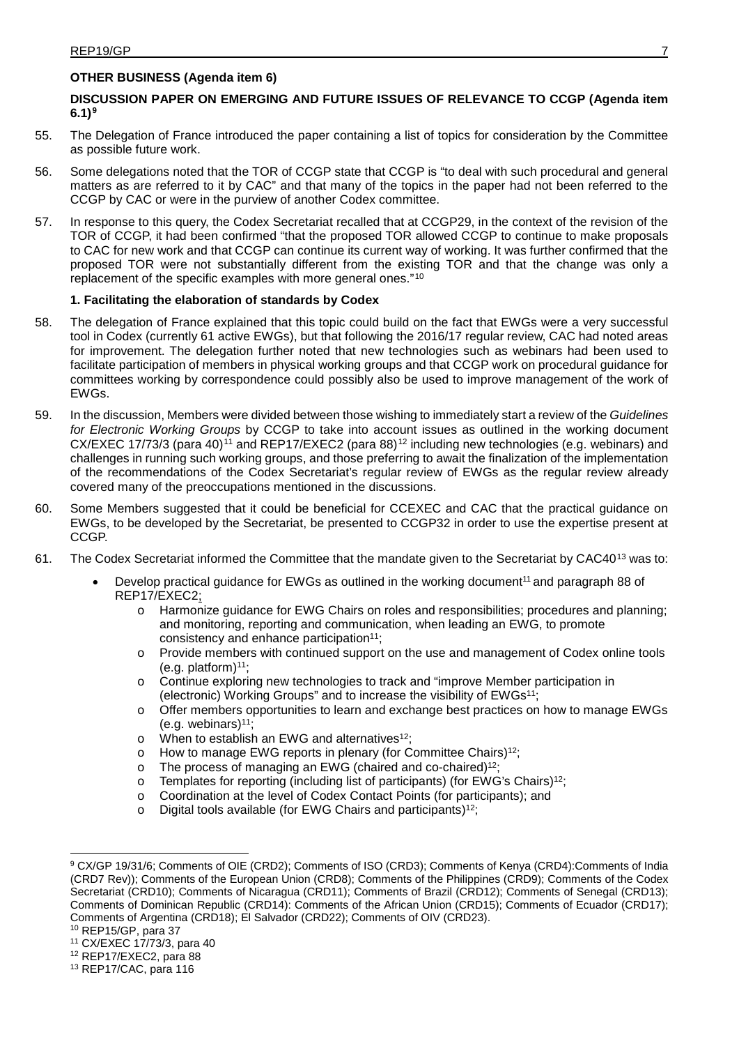**OTHER BUSINESS (Agenda item 6)**

**DISCUSSION PAPER ON EMERGING AND FUTURE ISSUES OF RELEVANCE TO CCGP (Agenda item 6.1)**[9]

55. The Delegation of France introduced the paper containing a list of topics for consideration by the Committee as possible future work.

56. Some delegations noted that the TOR of CCGP state that CCGP is "to deal with such procedural and general matters as are referred to it by CAC" and that many of the topics in the paper had not been referred to the CCGP by CAC or were in the purview of another Codex committee.

57. In response to this query, the Codex Secretariat recalled that at CCGP29, in the context of the revision of the TOR of CCGP, it had been confirmed "that the proposed TOR allowed CCGP to continue to make proposals to CAC for new work and that CCGP can continue its current way of working. It was further confirmed that the proposed TOR were not substantially different from the existing TOR and that the change was only a replacement of the specific examples with more general ones."[10]

**1. Facilitating the elaboration of standards by Codex**

58. The delegation of France explained that this topic could build on the fact that EWGs were a very successful tool in Codex (currently 61 active EWGs), but that following the 2016/17 regular review, CAC had noted areas for improvement. The delegation further noted that new technologies such as webinars had been used to facilitate participation of members in physical working groups and that CCGP work on procedural guidance for committees working by correspondence could possibly also be used to improve management of the work of EWGs.

59. In the discussion, Members were divided between those wishing to immediately start a review of the *Guidelines for Electronic Working Groups* by CCGP to take into account issues as outlined in the working document CX/EXEC 17/73/3 (para 40)[11] and REP17/EXEC2 (para 88)[12] including new technologies (e.g. webinars) and challenges in running such working groups, and those preferring to await the finalization of the implementation of the recommendations of the Codex Secretariat's regular review of EWGs as the regular review already covered many of the preoccupations mentioned in the discussions.

60. Some Members suggested that it could be beneficial for CCEXEC and CAC that the practical guidance on EWGs, to be developed by the Secretariat, be presented to CCGP32 in order to use the expertise present at CCGP.

61. The Codex Secretariat informed the Committee that the mandate given to the Secretariat by CAC40[13] was to:

    - Develop practical guidance for EWGs as outlined in the working document[11] and paragraph 88 of REP17/EXEC2;
        - Harmonize guidance for EWG Chairs on roles and responsibilities; procedures and planning; and monitoring, reporting and communication, when leading an EWG, to promote consistency and enhance participation[11];
        - Provide members with continued support on the use and management of Codex online tools (e.g. platform)[11];
        - Continue exploring new technologies to track and "improve Member participation in (electronic) Working Groups" and to increase the visibility of EWGs[11];
        - Offer members opportunities to learn and exchange best practices on how to manage EWGs (e.g. webinars)[11];
        - When to establish an EWG and alternatives[12];
        - How to manage EWG reports in plenary (for Committee Chairs)[12];
        - The process of managing an EWG (chaired and co-chaired)[12];
        - Templates for reporting (including list of participants) (for EWG's Chairs)[12];
        - Coordination at the level of Codex Contact Points (for participants); and
        - Digital tools available (for EWG Chairs and participants)[12];

---

[9] CX/GP 19/31/6; Comments of OIE (CRD2); Comments of ISO (CRD3); Comments of Kenya (CRD4):Comments of India (CRD7 Rev)); Comments of the European Union (CRD8); Comments of the Philippines (CRD9); Comments of the Codex Secretariat (CRD10); Comments of Nicaragua (CRD11); Comments of Brazil (CRD12); Comments of Senegal (CRD13); Comments of Dominican Republic (CRD14): Comments of the African Union (CRD15); Comments of Ecuador (CRD17); Comments of Argentina (CRD18); El Salvador (CRD22); Comments of OIV (CRD23).

[10] REP15/GP, para 37

[11] CX/EXEC 17/73/3, para 40

[12] REP17/EXEC2, para 88

[13] REP17/CAC, para 116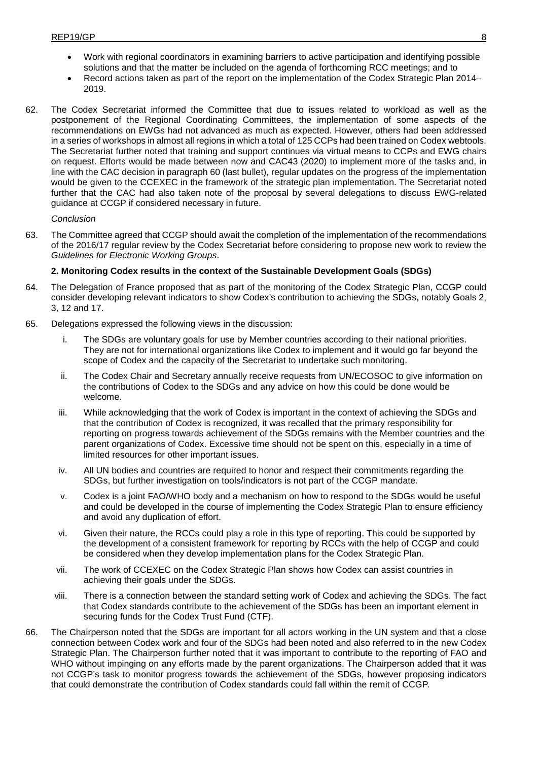- Work with regional coordinators in examining barriers to active participation and identifying possible solutions and that the matter be included on the agenda of forthcoming RCC meetings; and to
- Record actions taken as part of the report on the implementation of the Codex Strategic Plan 2014–2019.

62. The Codex Secretariat informed the Committee that due to issues related to workload as well as the postponement of the Regional Coordinating Committees, the implementation of some aspects of the recommendations on EWGs had not advanced as much as expected. However, others had been addressed in a series of workshops in almost all regions in which a total of 125 CCPs had been trained on Codex webtools. The Secretariat further noted that training and support continues via virtual means to CCPs and EWG chairs on request. Efforts would be made between now and CAC43 (2020) to implement more of the tasks and, in line with the CAC decision in paragraph 60 (last bullet), regular updates on the progress of the implementation would be given to the CCEXEC in the framework of the strategic plan implementation. The Secretariat noted further that the CAC had also taken note of the proposal by several delegations to discuss EWG-related guidance at CCGP if considered necessary in future.

*Conclusion*

63. The Committee agreed that CCGP should await the completion of the implementation of the recommendations of the 2016/17 regular review by the Codex Secretariat before considering to propose new work to review the *Guidelines for Electronic Working Groups*.

**2. Monitoring Codex results in the context of the Sustainable Development Goals (SDGs)**

64. The Delegation of France proposed that as part of the monitoring of the Codex Strategic Plan, CCGP could consider developing relevant indicators to show Codex's contribution to achieving the SDGs, notably Goals 2, 3, 12 and 17.

65. Delegations expressed the following views in the discussion:

    i. The SDGs are voluntary goals for use by Member countries according to their national priorities. They are not for international organizations like Codex to implement and it would go far beyond the scope of Codex and the capacity of the Secretariat to undertake such monitoring.

    ii. The Codex Chair and Secretary annually receive requests from UN/ECOSOC to give information on the contributions of Codex to the SDGs and any advice on how this could be done would be welcome.

    iii. While acknowledging that the work of Codex is important in the context of achieving the SDGs and that the contribution of Codex is recognized, it was recalled that the primary responsibility for reporting on progress towards achievement of the SDGs remains with the Member countries and the parent organizations of Codex. Excessive time should not be spent on this, especially in a time of limited resources for other important issues.

    iv. All UN bodies and countries are required to honor and respect their commitments regarding the SDGs, but further investigation on tools/indicators is not part of the CCGP mandate.

    v. Codex is a joint FAO/WHO body and a mechanism on how to respond to the SDGs would be useful and could be developed in the course of implementing the Codex Strategic Plan to ensure efficiency and avoid any duplication of effort.

    vi. Given their nature, the RCCs could play a role in this type of reporting. This could be supported by the development of a consistent framework for reporting by RCCs with the help of CCGP and could be considered when they develop implementation plans for the Codex Strategic Plan.

    vii. The work of CCEXEC on the Codex Strategic Plan shows how Codex can assist countries in achieving their goals under the SDGs.

    viii. There is a connection between the standard setting work of Codex and achieving the SDGs. The fact that Codex standards contribute to the achievement of the SDGs has been an important element in securing funds for the Codex Trust Fund (CTF).

66. The Chairperson noted that the SDGs are important for all actors working in the UN system and that a close connection between Codex work and four of the SDGs had been noted and also referred to in the new Codex Strategic Plan. The Chairperson further noted that it was important to contribute to the reporting of FAO and WHO without impinging on any efforts made by the parent organizations. The Chairperson added that it was not CCGP's task to monitor progress towards the achievement of the SDGs, however proposing indicators that could demonstrate the contribution of Codex standards could fall within the remit of CCGP.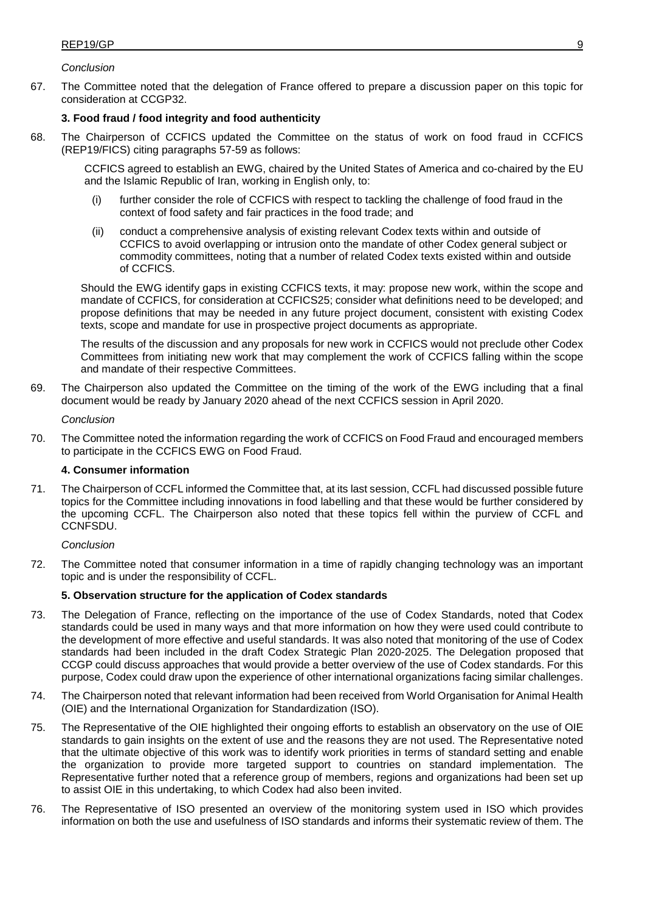*Conclusion*

67. The Committee noted that the delegation of France offered to prepare a discussion paper on this topic for consideration at CCGP32.

**3. Food fraud / food integrity and food authenticity**

68. The Chairperson of CCFICS updated the Committee on the status of work on food fraud in CCFICS (REP19/FICS) citing paragraphs 57-59 as follows:

    CCFICS agreed to establish an EWG, chaired by the United States of America and co-chaired by the EU and the Islamic Republic of Iran, working in English only, to:

    (i) further consider the role of CCFICS with respect to tackling the challenge of food fraud in the context of food safety and fair practices in the food trade; and

    (ii) conduct a comprehensive analysis of existing relevant Codex texts within and outside of CCFICS to avoid overlapping or intrusion onto the mandate of other Codex general subject or commodity committees, noting that a number of related Codex texts existed within and outside of CCFICS.

    Should the EWG identify gaps in existing CCFICS texts, it may: propose new work, within the scope and mandate of CCFICS, for consideration at CCFICS25; consider what definitions need to be developed; and propose definitions that may be needed in any future project document, consistent with existing Codex texts, scope and mandate for use in prospective project documents as appropriate.

    The results of the discussion and any proposals for new work in CCFICS would not preclude other Codex Committees from initiating new work that may complement the work of CCFICS falling within the scope and mandate of their respective Committees.

69. The Chairperson also updated the Committee on the timing of the work of the EWG including that a final document would be ready by January 2020 ahead of the next CCFICS session in April 2020.

*Conclusion*

70. The Committee noted the information regarding the work of CCFICS on Food Fraud and encouraged members to participate in the CCFICS EWG on Food Fraud.

**4. Consumer information**

71. The Chairperson of CCFL informed the Committee that, at its last session, CCFL had discussed possible future topics for the Committee including innovations in food labelling and that these would be further considered by the upcoming CCFL. The Chairperson also noted that these topics fell within the purview of CCFL and CCNFSDU.

*Conclusion*

72. The Committee noted that consumer information in a time of rapidly changing technology was an important topic and is under the responsibility of CCFL.

**5. Observation structure for the application of Codex standards**

73. The Delegation of France, reflecting on the importance of the use of Codex Standards, noted that Codex standards could be used in many ways and that more information on how they were used could contribute to the development of more effective and useful standards. It was also noted that monitoring of the use of Codex standards had been included in the draft Codex Strategic Plan 2020-2025. The Delegation proposed that CCGP could discuss approaches that would provide a better overview of the use of Codex standards. For this purpose, Codex could draw upon the experience of other international organizations facing similar challenges.

74. The Chairperson noted that relevant information had been received from World Organisation for Animal Health (OIE) and the International Organization for Standardization (ISO).

75. The Representative of the OIE highlighted their ongoing efforts to establish an observatory on the use of OIE standards to gain insights on the extent of use and the reasons they are not used. The Representative noted that the ultimate objective of this work was to identify work priorities in terms of standard setting and enable the organization to provide more targeted support to countries on standard implementation. The Representative further noted that a reference group of members, regions and organizations had been set up to assist OIE in this undertaking, to which Codex had also been invited.

76. The Representative of ISO presented an overview of the monitoring system used in ISO which provides information on both the use and usefulness of ISO standards and informs their systematic review of them. The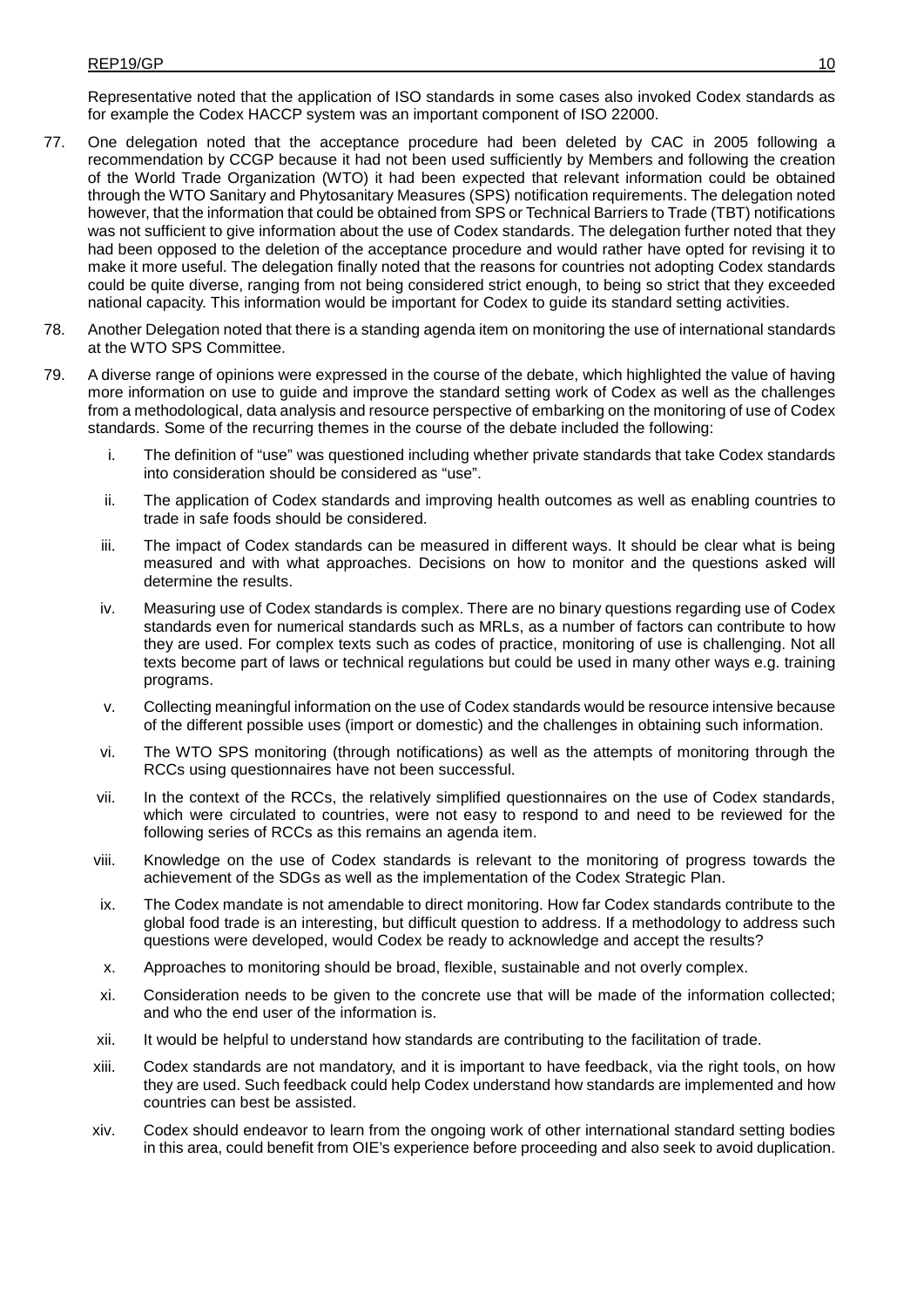Representative noted that the application of ISO standards in some cases also invoked Codex standards as for example the Codex HACCP system was an important component of ISO 22000.

77. One delegation noted that the acceptance procedure had been deleted by CAC in 2005 following a recommendation by CCGP because it had not been used sufficiently by Members and following the creation of the World Trade Organization (WTO) it had been expected that relevant information could be obtained through the WTO Sanitary and Phytosanitary Measures (SPS) notification requirements. The delegation noted however, that the information that could be obtained from SPS or Technical Barriers to Trade (TBT) notifications was not sufficient to give information about the use of Codex standards. The delegation further noted that they had been opposed to the deletion of the acceptance procedure and would rather have opted for revising it to make it more useful. The delegation finally noted that the reasons for countries not adopting Codex standards could be quite diverse, ranging from not being considered strict enough, to being so strict that they exceeded national capacity. This information would be important for Codex to guide its standard setting activities.

78. Another Delegation noted that there is a standing agenda item on monitoring the use of international standards at the WTO SPS Committee.

79. A diverse range of opinions were expressed in the course of the debate, which highlighted the value of having more information on use to guide and improve the standard setting work of Codex as well as the challenges from a methodological, data analysis and resource perspective of embarking on the monitoring of use of Codex standards. Some of the recurring themes in the course of the debate included the following:

    i. The definition of "use" was questioned including whether private standards that take Codex standards into consideration should be considered as "use".

    ii. The application of Codex standards and improving health outcomes as well as enabling countries to trade in safe foods should be considered.

    iii. The impact of Codex standards can be measured in different ways. It should be clear what is being measured and with what approaches. Decisions on how to monitor and the questions asked will determine the results.

    iv. Measuring use of Codex standards is complex. There are no binary questions regarding use of Codex standards even for numerical standards such as MRLs, as a number of factors can contribute to how they are used. For complex texts such as codes of practice, monitoring of use is challenging. Not all texts become part of laws or technical regulations but could be used in many other ways e.g. training programs.

    v. Collecting meaningful information on the use of Codex standards would be resource intensive because of the different possible uses (import or domestic) and the challenges in obtaining such information.

    vi. The WTO SPS monitoring (through notifications) as well as the attempts of monitoring through the RCCs using questionnaires have not been successful.

    vii. In the context of the RCCs, the relatively simplified questionnaires on the use of Codex standards, which were circulated to countries, were not easy to respond to and need to be reviewed for the following series of RCCs as this remains an agenda item.

    viii. Knowledge on the use of Codex standards is relevant to the monitoring of progress towards the achievement of the SDGs as well as the implementation of the Codex Strategic Plan.

    ix. The Codex mandate is not amendable to direct monitoring. How far Codex standards contribute to the global food trade is an interesting, but difficult question to address. If a methodology to address such questions were developed, would Codex be ready to acknowledge and accept the results?

    x. Approaches to monitoring should be broad, flexible, sustainable and not overly complex.

    xi. Consideration needs to be given to the concrete use that will be made of the information collected; and who the end user of the information is.

    xii. It would be helpful to understand how standards are contributing to the facilitation of trade.

    xiii. Codex standards are not mandatory, and it is important to have feedback, via the right tools, on how they are used. Such feedback could help Codex understand how standards are implemented and how countries can best be assisted.

    xiv. Codex should endeavor to learn from the ongoing work of other international standard setting bodies in this area, could benefit from OIE's experience before proceeding and also seek to avoid duplication.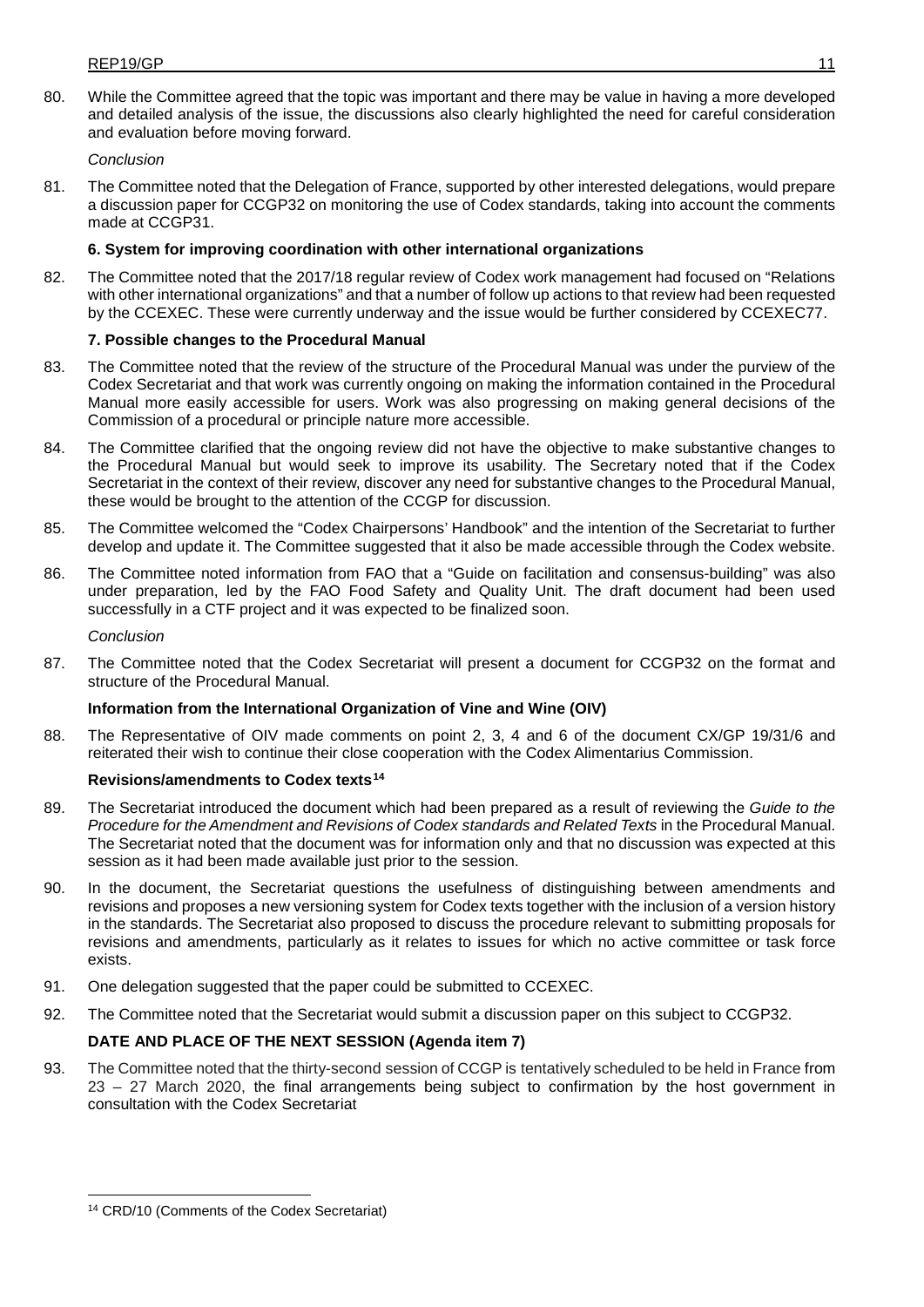80. While the Committee agreed that the topic was important and there may be value in having a more developed and detailed analysis of the issue, the discussions also clearly highlighted the need for careful consideration and evaluation before moving forward.

*Conclusion*

81. The Committee noted that the Delegation of France, supported by other interested delegations, would prepare a discussion paper for CCGP32 on monitoring the use of Codex standards, taking into account the comments made at CCGP31.

**6. System for improving coordination with other international organizations**

82. The Committee noted that the 2017/18 regular review of Codex work management had focused on "Relations with other international organizations" and that a number of follow up actions to that review had been requested by the CCEXEC. These were currently underway and the issue would be further considered by CCEXEC77.

**7. Possible changes to the Procedural Manual**

83. The Committee noted that the review of the structure of the Procedural Manual was under the purview of the Codex Secretariat and that work was currently ongoing on making the information contained in the Procedural Manual more easily accessible for users. Work was also progressing on making general decisions of the Commission of a procedural or principle nature more accessible.

84. The Committee clarified that the ongoing review did not have the objective to make substantive changes to the Procedural Manual but would seek to improve its usability. The Secretary noted that if the Codex Secretariat in the context of their review, discover any need for substantive changes to the Procedural Manual, these would be brought to the attention of the CCGP for discussion.

85. The Committee welcomed the "Codex Chairpersons' Handbook" and the intention of the Secretariat to further develop and update it. The Committee suggested that it also be made accessible through the Codex website.

86. The Committee noted information from FAO that a "Guide on facilitation and consensus-building" was also under preparation, led by the FAO Food Safety and Quality Unit. The draft document had been used successfully in a CTF project and it was expected to be finalized soon.

*Conclusion*

87. The Committee noted that the Codex Secretariat will present a document for CCGP32 on the format and structure of the Procedural Manual.

**Information from the International Organization of Vine and Wine (OIV)**

88. The Representative of OIV made comments on point 2, 3, 4 and 6 of the document CX/GP 19/31/6 and reiterated their wish to continue their close cooperation with the Codex Alimentarius Commission.

**Revisions/amendments to Codex texts[14]**

89. The Secretariat introduced the document which had been prepared as a result of reviewing the *Guide to the Procedure for the Amendment and Revisions of Codex standards and Related Texts* in the Procedural Manual. The Secretariat noted that the document was for information only and that no discussion was expected at this session as it had been made available just prior to the session.

90. In the document, the Secretariat questions the usefulness of distinguishing between amendments and revisions and proposes a new versioning system for Codex texts together with the inclusion of a version history in the standards. The Secretariat also proposed to discuss the procedure relevant to submitting proposals for revisions and amendments, particularly as it relates to issues for which no active committee or task force exists.

91. One delegation suggested that the paper could be submitted to CCEXEC.

92. The Committee noted that the Secretariat would submit a discussion paper on this subject to CCGP32.

**DATE AND PLACE OF THE NEXT SESSION (Agenda item 7)**

93. The Committee noted that the thirty-second session of CCGP is tentatively scheduled to be held in France from 23 – 27 March 2020, the final arrangements being subject to confirmation by the host government in consultation with the Codex Secretariat

---

[14] CRD/10 (Comments of the Codex Secretariat)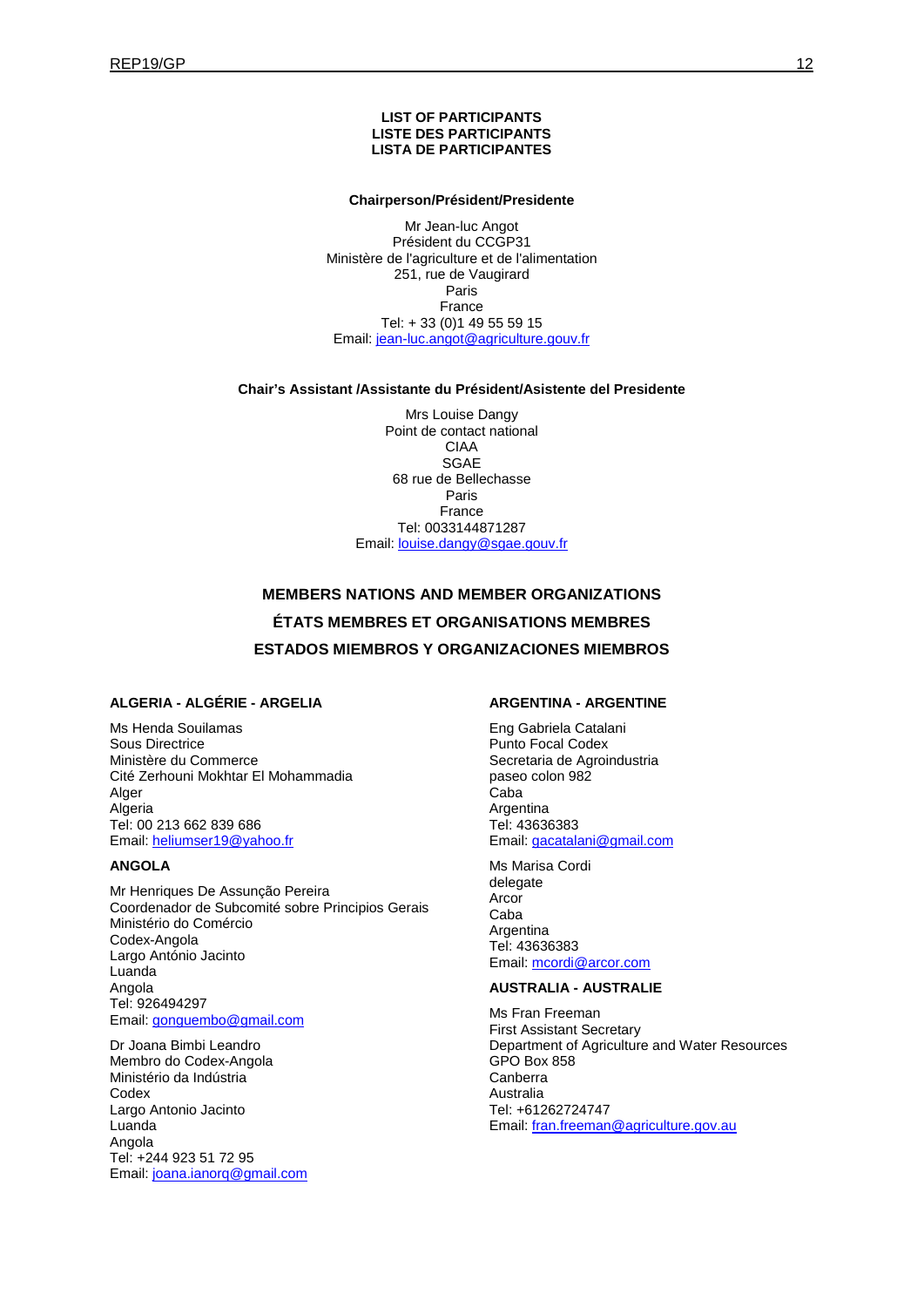**LIST OF PARTICIPANTS**
**LISTE DES PARTICIPANTS**
**LISTA DE PARTICIPANTES**

**Chairperson/Président/Presidente**

Mr Jean-luc Angot
Président du CCGP31
Ministère de l'agriculture et de l'alimentation
251, rue de Vaugirard
Paris
France
Tel: + 33 (0)1 49 55 59 15
Email: jean-luc.angot@agriculture.gouv.fr

**Chair's Assistant /Assistante du Président/Asistente del Presidente**

Mrs Louise Dangy
Point de contact national
CIAA
SGAE
68 rue de Bellechasse
Paris
France
Tel: 0033144871287
Email: louise.dangy@sgae.gouv.fr

## MEMBERS NATIONS AND MEMBER ORGANIZATIONS
## ÉTATS MEMBRES ET ORGANISATIONS MEMBRES
## ESTADOS MIEMBROS Y ORGANIZACIONES MIEMBROS

### ALGERIA - ALGÉRIE - ARGELIA

Ms Henda Souilamas
Sous Directrice
Ministère du Commerce
Cité Zerhouni Mokhtar El Mohammadia
Alger
Algeria
Tel: 00 213 662 839 686
Email: heliumser19@yahoo.fr

### ANGOLA

Mr Henriques De Assunção Pereira
Coordenador de Subcomité sobre Principios Gerais
Ministério do Comércio
Codex-Angola
Largo António Jacinto
Luanda
Angola
Tel: 926494297
Email: gonguembo@gmail.com

Dr Joana Bimbi Leandro
Membro do Codex-Angola
Ministério da Indústria
Codex
Largo Antonio Jacinto
Luanda
Angola
Tel: +244 923 51 72 95
Email: joana.ianorq@gmail.com

### ARGENTINA - ARGENTINE

Eng Gabriela Catalani
Punto Focal Codex
Secretaria de Agroindustria
paseo colon 982
Caba
Argentina
Tel: 43636383
Email: gacatalani@gmail.com

Ms Marisa Cordi
delegate
Arcor
Caba
Argentina
Tel: 43636383
Email: mcordi@arcor.com

### AUSTRALIA - AUSTRALIE

Ms Fran Freeman
First Assistant Secretary
Department of Agriculture and Water Resources
GPO Box 858
Canberra
Australia
Tel: +61262724747
Email: fran.freeman@agriculture.gov.au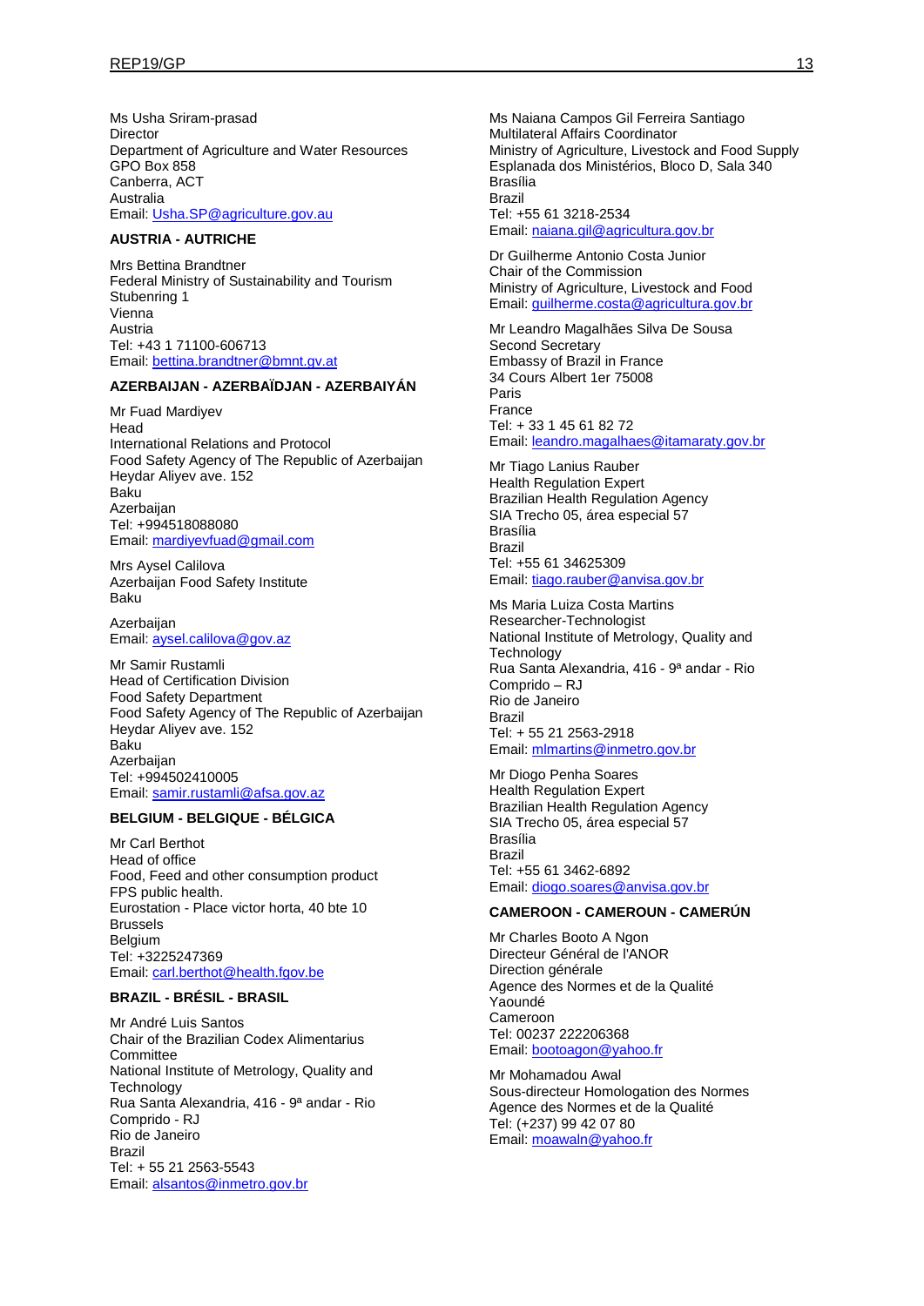Ms Usha Sriram-prasad
Director
Department of Agriculture and Water Resources
GPO Box 858
Canberra, ACT
Australia
Email: Usha.SP@agriculture.gov.au

**AUSTRIA - AUTRICHE**

Mrs Bettina Brandtner
Federal Ministry of Sustainability and Tourism
Stubenring 1
Vienna
Austria
Tel: +43 1 71100-606713
Email: bettina.brandtner@bmnt.gv.at

**AZERBAIJAN - AZERBAÏDJAN - AZERBAIYÁN**

Mr Fuad Mardiyev
Head
International Relations and Protocol
Food Safety Agency of The Republic of Azerbaijan
Heydar Aliyev ave. 152
Baku
Azerbaijan
Tel: +994518088080
Email: mardiyevfuad@gmail.com

Mrs Aysel Calilova
Azerbaijan Food Safety Institute
Baku

Azerbaijan
Email: aysel.calilova@gov.az

Mr Samir Rustamli
Head of Certification Division
Food Safety Department
Food Safety Agency of The Republic of Azerbaijan
Heydar Aliyev ave. 152
Baku
Azerbaijan
Tel: +994502410005
Email: samir.rustamli@afsa.gov.az

**BELGIUM - BELGIQUE - BÉLGICA**

Mr Carl Berthot
Head of office
Food, Feed and other consumption product
FPS public health.
Eurostation - Place victor horta, 40 bte 10
Brussels
Belgium
Tel: +3225247369
Email: carl.berthot@health.fgov.be

**BRAZIL - BRÉSIL - BRASIL**

Mr André Luis Santos
Chair of the Brazilian Codex Alimentarius Committee
National Institute of Metrology, Quality and Technology
Rua Santa Alexandria, 416 - 9ª andar - Rio Comprido - RJ
Rio de Janeiro
Brazil
Tel: + 55 21 2563-5543
Email: alsantos@inmetro.gov.br

Ms Naiana Campos Gil Ferreira Santiago
Multilateral Affairs Coordinator
Ministry of Agriculture, Livestock and Food Supply
Esplanada dos Ministérios, Bloco D, Sala 340
Brasília
Brazil
Tel: +55 61 3218-2534
Email: naiana.gil@agricultura.gov.br

Dr Guilherme Antonio Costa Junior
Chair of the Commission
Ministry of Agriculture, Livestock and Food
Email: guilherme.costa@agricultura.gov.br

Mr Leandro Magalhães Silva De Sousa
Second Secretary
Embassy of Brazil in France
34 Cours Albert 1er 75008
Paris
France
Tel: + 33 1 45 61 82 72
Email: leandro.magalhaes@itamaraty.gov.br

Mr Tiago Lanius Rauber
Health Regulation Expert
Brazilian Health Regulation Agency
SIA Trecho 05, área especial 57
Brasília
Brazil
Tel: +55 61 34625309
Email: tiago.rauber@anvisa.gov.br

Ms Maria Luiza Costa Martins
Researcher-Technologist
National Institute of Metrology, Quality and Technology
Rua Santa Alexandria, 416 - 9ª andar - Rio Comprido – RJ
Rio de Janeiro
Brazil
Tel: + 55 21 2563-2918
Email: mlmartins@inmetro.gov.br

Mr Diogo Penha Soares
Health Regulation Expert
Brazilian Health Regulation Agency
SIA Trecho 05, área especial 57
Brasília
Brazil
Tel: +55 61 3462-6892
Email: diogo.soares@anvisa.gov.br

**CAMEROON - CAMEROUN - CAMERÚN**

Mr Charles Booto A Ngon
Directeur Général de l'ANOR
Direction générale
Agence des Normes et de la Qualité
Yaoundé
Cameroon
Tel: 00237 222206368
Email: bootoagon@yahoo.fr

Mr Mohamadou Awal
Sous-directeur Homologation des Normes
Agence des Normes et de la Qualité
Tel: (+237) 99 42 07 80
Email: moawaln@yahoo.fr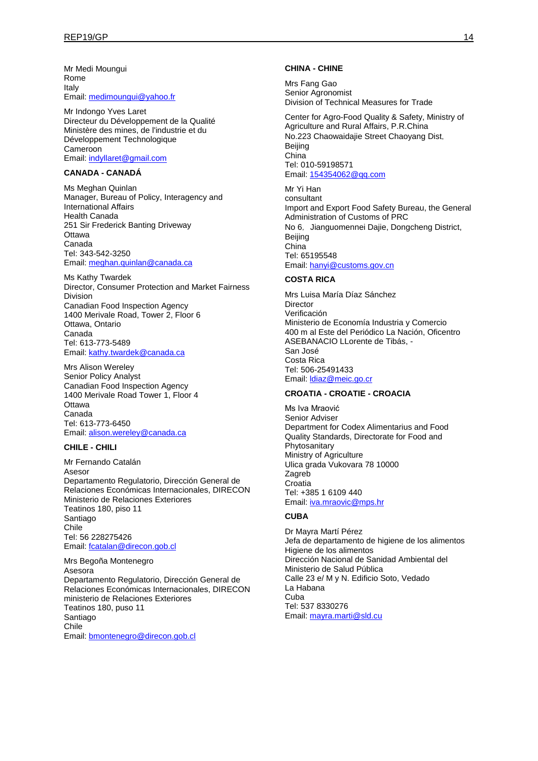Mr Medi Moungui
Rome
Italy
Email: medimoungui@yahoo.fr

Mr Indongo Yves Laret
Directeur du Développement de la Qualité
Ministère des mines, de l'industrie et du Développement Technologique
Cameroon
Email: indyllaret@gmail.com

**CANADA - CANADÁ**

Ms Meghan Quinlan
Manager, Bureau of Policy, Interagency and International Affairs
Health Canada
251 Sir Frederick Banting Driveway
Ottawa
Canada
Tel: 343-542-3250
Email: meghan.quinlan@canada.ca

Ms Kathy Twardek
Director, Consumer Protection and Market Fairness Division
Canadian Food Inspection Agency
1400 Merivale Road, Tower 2, Floor 6
Ottawa, Ontario
Canada
Tel: 613-773-5489
Email: kathy.twardek@canada.ca

Mrs Alison Wereley
Senior Policy Analyst
Canadian Food Inspection Agency
1400 Merivale Road Tower 1, Floor 4
Ottawa
Canada
Tel: 613-773-6450
Email: alison.wereley@canada.ca

**CHILE - CHILI**

Mr Fernando Catalán
Asesor
Departamento Regulatorio, Dirección General de Relaciones Económicas Internacionales, DIRECON
Ministerio de Relaciones Exteriores
Teatinos 180, piso 11
Santiago
Chile
Tel: 56 228275426
Email: fcatalan@direcon.gob.cl

Mrs Begoña Montenegro
Asesora
Departamento Regulatorio, Dirección General de Relaciones Económicas Internacionales, DIRECON
ministerio de Relaciones Exteriores
Teatinos 180, puso 11
Santiago
Chile
Email: bmontenegro@direcon.gob.cl

**CHINA - CHINE**

Mrs Fang Gao
Senior Agronomist
Division of Technical Measures for Trade

Center for Agro-Food Quality & Safety, Ministry of Agriculture and Rural Affairs, P.R.China
No.223 Chaowaidajie Street Chaoyang Dist,
Beijing
China
Tel: 010-59198571
Email: 154354062@qq.com

Mr Yi Han
consultant
Import and Export Food Safety Bureau, the General Administration of Customs of PRC
No 6，Jianguomennei Dajie, Dongcheng District,
Beijing
China
Tel: 65195548
Email: hanyi@customs.gov.cn

**COSTA RICA**

Mrs Luisa María Díaz Sánchez
Director
Verificación
Ministerio de Economía Industria y Comercio
400 m al Este del Periódico La Nación, Oficentro ASEBANACIO LLorente de Tibás, -
San José
Costa Rica
Tel: 506-25491433
Email: ldiaz@meic.go.cr

**CROATIA - CROATIE - CROACIA**

Ms Iva Mraović
Senior Adviser
Department for Codex Alimentarius and Food Quality Standards, Directorate for Food and Phytosanitary
Ministry of Agriculture
Ulica grada Vukovara 78 10000
Zagreb
Croatia
Tel: +385 1 6109 440
Email: iva.mraovic@mps.hr

**CUBA**

Dr Mayra Martí Pérez
Jefa de departamento de higiene de los alimentos
Higiene de los alimentos
Dirección Nacional de Sanidad Ambiental del Ministerio de Salud Pública
Calle 23 e/ M y N. Edificio Soto, Vedado
La Habana
Cuba
Tel: 537 8330276
Email: mayra.marti@sld.cu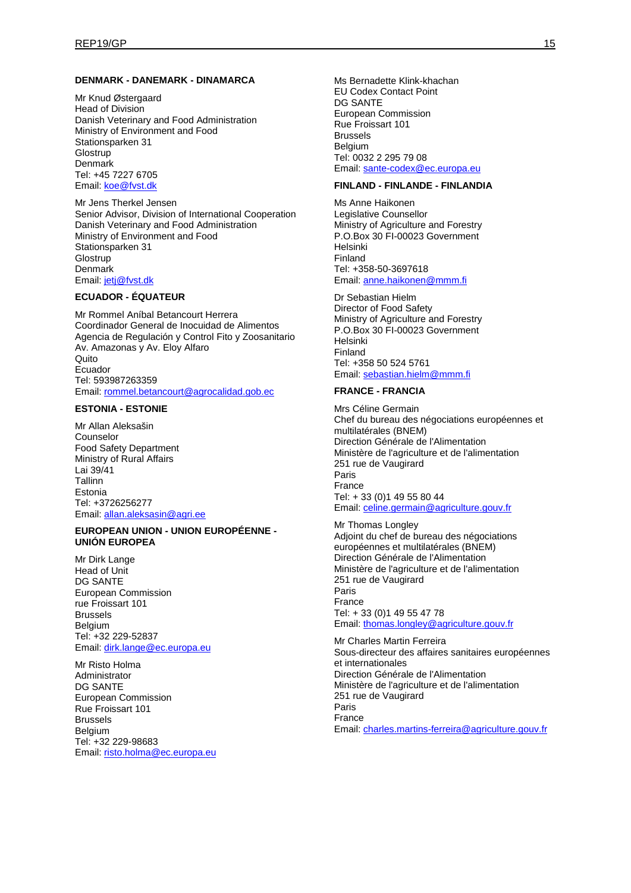**DENMARK - DANEMARK - DINAMARCA**

Mr Knud Østergaard
Head of Division
Danish Veterinary and Food Administration
Ministry of Environment and Food
Stationsparken 31
Glostrup
Denmark
Tel: +45 7227 6705
Email: koe@fvst.dk

Mr Jens Therkel Jensen
Senior Advisor, Division of International Cooperation
Danish Veterinary and Food Administration
Ministry of Environment and Food
Stationsparken 31
Glostrup
Denmark
Email: jetj@fvst.dk

**ECUADOR - ÉQUATEUR**

Mr Rommel Aníbal Betancourt Herrera
Coordinador General de Inocuidad de Alimentos
Agencia de Regulación y Control Fito y Zoosanitario
Av. Amazonas y Av. Eloy Alfaro
Quito
Ecuador
Tel: 593987263359
Email: rommel.betancourt@agrocalidad.gob.ec

**ESTONIA - ESTONIE**

Mr Allan Aleksašin
Counselor
Food Safety Department
Ministry of Rural Affairs
Lai 39/41
Tallinn
Estonia
Tel: +3726256277
Email: allan.aleksasin@agri.ee

**EUROPEAN UNION - UNION EUROPÉENNE - UNIÓN EUROPEA**

Mr Dirk Lange
Head of Unit
DG SANTE
European Commission
rue Froissart 101
Brussels
Belgium
Tel: +32 229-52837
Email: dirk.lange@ec.europa.eu

Mr Risto Holma
Administrator
DG SANTE
European Commission
Rue Froissart 101
Brussels
Belgium
Tel: +32 229-98683
Email: risto.holma@ec.europa.eu

Ms Bernadette Klink-khachan
EU Codex Contact Point
DG SANTE
European Commission
Rue Froissart 101
Brussels
Belgium
Tel: 0032 2 295 79 08
Email: sante-codex@ec.europa.eu

**FINLAND - FINLANDE - FINLANDIA**

Ms Anne Haikonen
Legislative Counsellor
Ministry of Agriculture and Forestry
P.O.Box 30 FI-00023 Government
Helsinki
Finland
Tel: +358-50-3697618
Email: anne.haikonen@mmm.fi

Dr Sebastian Hielm
Director of Food Safety
Ministry of Agriculture and Forestry
P.O.Box 30 FI-00023 Government
Helsinki
Finland
Tel: +358 50 524 5761
Email: sebastian.hielm@mmm.fi

**FRANCE - FRANCIA**

Mrs Céline Germain
Chef du bureau des négociations européennes et multilatérales (BNEM)
Direction Générale de l'Alimentation
Ministère de l'agriculture et de l'alimentation
251 rue de Vaugirard
Paris
France
Tel: + 33 (0)1 49 55 80 44
Email: celine.germain@agriculture.gouv.fr

Mr Thomas Longley
Adjoint du chef de bureau des négociations européennes et multilatérales (BNEM)
Direction Générale de l'Alimentation
Ministère de l'agriculture et de l'alimentation
251 rue de Vaugirard
Paris
France
Tel: + 33 (0)1 49 55 47 78
Email: thomas.longley@agriculture.gouv.fr

Mr Charles Martin Ferreira
Sous-directeur des affaires sanitaires européennes et internationales
Direction Générale de l'Alimentation
Ministère de l'agriculture et de l'alimentation
251 rue de Vaugirard
Paris
France
Email: charles.martins-ferreira@agriculture.gouv.fr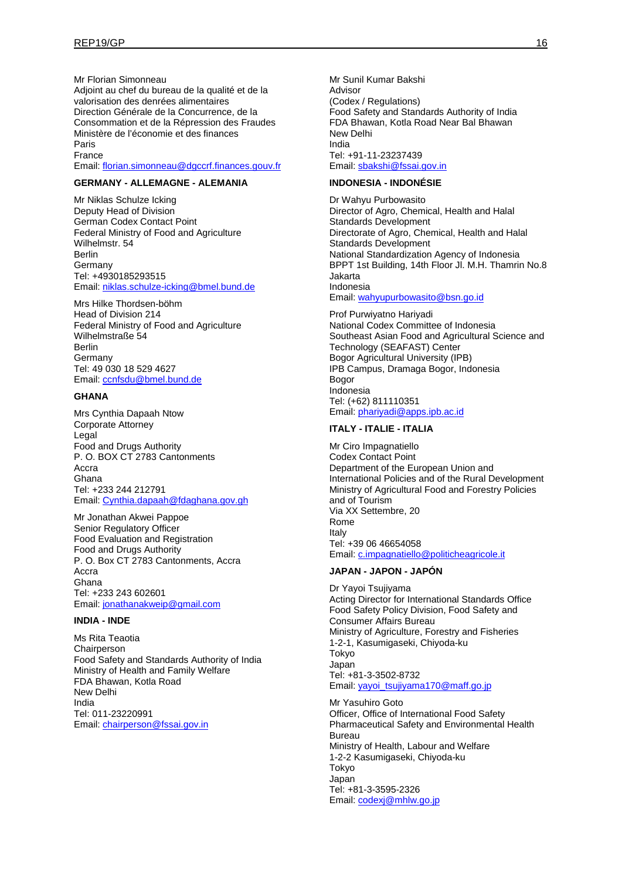Mr Florian Simonneau
Adjoint au chef du bureau de la qualité et de la valorisation des denrées alimentaires
Direction Générale de la Concurrence, de la Consommation et de la Répression des Fraudes
Ministère de l'économie et des finances
Paris
France
Email: florian.simonneau@dgccrf.finances.gouv.fr

**GERMANY - ALLEMAGNE - ALEMANIA**

Mr Niklas Schulze Icking
Deputy Head of Division
German Codex Contact Point
Federal Ministry of Food and Agriculture
Wilhelmstr. 54
Berlin
Germany
Tel: +4930185293515
Email: niklas.schulze-icking@bmel.bund.de

Mrs Hilke Thordsen-böhm
Head of Division 214
Federal Ministry of Food and Agriculture
Wilhelmstraße 54
Berlin
Germany
Tel: 49 030 18 529 4627
Email: ccnfsdu@bmel.bund.de

**GHANA**

Mrs Cynthia Dapaah Ntow
Corporate Attorney
Legal
Food and Drugs Authority
P. O. BOX CT 2783 Cantonments
Accra
Ghana
Tel: +233 244 212791
Email: Cynthia.dapaah@fdaghana.gov.gh

Mr Jonathan Akwei Pappoe
Senior Regulatory Officer
Food Evaluation and Registration
Food and Drugs Authority
P. O. Box CT 2783 Cantonments, Accra
Accra
Ghana
Tel: +233 243 602601
Email: jonathanakweip@gmail.com

**INDIA - INDE**

Ms Rita Teaotia
Chairperson
Food Safety and Standards Authority of India
Ministry of Health and Family Welfare
FDA Bhawan, Kotla Road
New Delhi
India
Tel: 011-23220991
Email: chairperson@fssai.gov.in

Mr Sunil Kumar Bakshi
Advisor
(Codex / Regulations)
Food Safety and Standards Authority of India
FDA Bhawan, Kotla Road Near Bal Bhawan
New Delhi
India
Tel: +91-11-23237439
Email: sbakshi@fssai.gov.in

**INDONESIA - INDONÉSIE**

Dr Wahyu Purbowasito
Director of Agro, Chemical, Health and Halal Standards Development
Directorate of Agro, Chemical, Health and Halal Standards Development
National Standardization Agency of Indonesia
BPPT 1st Building, 14th Floor Jl. M.H. Thamrin No.8
Jakarta
Indonesia
Email: wahyupurbowasito@bsn.go.id

Prof Purwiyatno Hariyadi
National Codex Committee of Indonesia
Southeast Asian Food and Agricultural Science and Technology (SEAFAST) Center
Bogor Agricultural University (IPB)
IPB Campus, Dramaga Bogor, Indonesia
Bogor
Indonesia
Tel: (+62) 811110351
Email: phariyadi@apps.ipb.ac.id

**ITALY - ITALIE - ITALIA**

Mr Ciro Impagnatiello
Codex Contact Point
Department of the European Union and International Policies and of the Rural Development
Ministry of Agricultural Food and Forestry Policies and of Tourism
Via XX Settembre, 20
Rome
Italy
Tel: +39 06 46654058
Email: c.impagnatiello@politicheagricole.it

**JAPAN - JAPON - JAPÓN**

Dr Yayoi Tsujiyama
Acting Director for International Standards Office
Food Safety Policy Division, Food Safety and Consumer Affairs Bureau
Ministry of Agriculture, Forestry and Fisheries
1-2-1, Kasumigaseki, Chiyoda-ku
Tokyo
Japan
Tel: +81-3-3502-8732
Email: yayoi_tsujiyama170@maff.go.jp

Mr Yasuhiro Goto
Officer, Office of International Food Safety
Pharmaceutical Safety and Environmental Health Bureau
Ministry of Health, Labour and Welfare
1-2-2 Kasumigaseki, Chiyoda-ku
Tokyo
Japan
Tel: +81-3-3595-2326
Email: codexj@mhlw.go.jp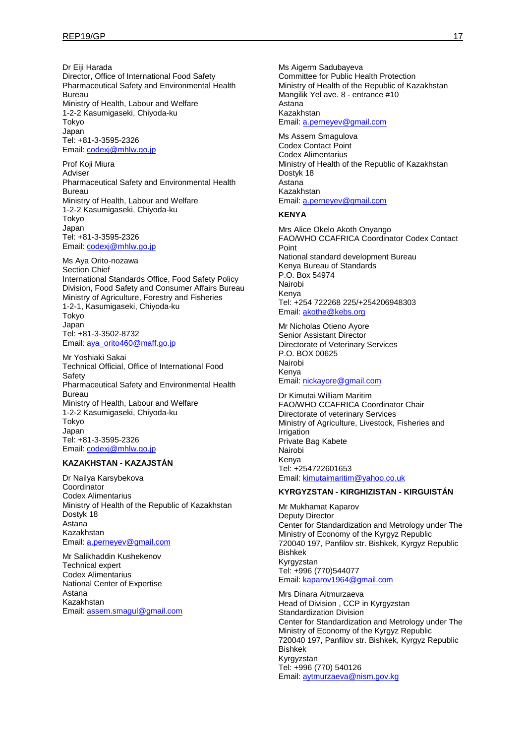Dr Eiji Harada
Director, Office of International Food Safety
Pharmaceutical Safety and Environmental Health Bureau
Ministry of Health, Labour and Welfare
1-2-2 Kasumigaseki, Chiyoda-ku
Tokyo
Japan
Tel: +81-3-3595-2326
Email: codexj@mhlw.go.jp

Prof Koji Miura
Adviser
Pharmaceutical Safety and Environmental Health Bureau
Ministry of Health, Labour and Welfare
1-2-2 Kasumigaseki, Chiyoda-ku
Tokyo
Japan
Tel: +81-3-3595-2326
Email: codexj@mhlw.go.jp

Ms Aya Orito-nozawa
Section Chief
International Standards Office, Food Safety Policy Division, Food Safety and Consumer Affairs Bureau
Ministry of Agriculture, Forestry and Fisheries
1-2-1, Kasumigaseki, Chiyoda-ku
Tokyo
Japan
Tel: +81-3-3502-8732
Email: aya_orito460@maff.go.jp

Mr Yoshiaki Sakai
Technical Official, Office of International Food Safety
Pharmaceutical Safety and Environmental Health Bureau
Ministry of Health, Labour and Welfare
1-2-2 Kasumigaseki, Chiyoda-ku
Tokyo
Japan
Tel: +81-3-3595-2326
Email: codexj@mhlw.go.jp

**KAZAKHSTAN - KAZAJSTÁN**

Dr Nailya Karsybekova
Coordinator
Codex Alimentarius
Ministry of Health of the Republic of Kazakhstan
Dostyk 18
Astana
Kazakhstan
Email: a.perneyev@gmail.com

Mr Salikhaddin Kushekenov
Technical expert
Codex Alimentarius
National Center of Expertise
Astana
Kazakhstan
Email: assem.smagul@gmail.com

Ms Aigerm Sadubayeva
Committee for Public Health Protection
Ministry of Health of the Republic of Kazakhstan
Mangilik Yel ave. 8 - entrance #10
Astana
Kazakhstan
Email: a.perneyev@gmail.com

Ms Assem Smagulova
Codex Contact Point
Codex Alimentarius
Ministry of Health of the Republic of Kazakhstan
Dostyk 18
Astana
Kazakhstan
Email: a.perneyev@gmail.com

**KENYA**

Mrs Alice Okelo Akoth Onyango
FAO/WHO CCAFRICA Coordinator Codex Contact Point
National standard development Bureau
Kenya Bureau of Standards
P.O. Box 54974
Nairobi
Kenya
Tel: +254 722268 225/+254206948303
Email: akothe@kebs.org

Mr Nicholas Otieno Ayore
Senior Assistant Director
Directorate of Veterinary Services
P.O. BOX 00625
Nairobi
Kenya
Email: nickayore@gmail.com

Dr Kimutai William Maritim
FAO/WHO CCAFRICA Coordinator Chair
Directorate of veterinary Services
Ministry of Agriculture, Livestock, Fisheries and Irrigation
Private Bag Kabete
Nairobi
Kenya
Tel: +254722601653
Email: kimutaimaritim@yahoo.co.uk

**KYRGYZSTAN - KIRGHIZISTAN - KIRGUISTÁN**

Mr Mukhamat Kaparov
Deputy Director
Center for Standardization and Metrology under The Ministry of Economy of the Kyrgyz Republic
720040 197, Panfilov str. Bishkek, Kyrgyz Republic
Bishkek
Kyrgyzstan
Tel: +996 (770)544077
Email: kaparov1964@gmail.com

Mrs Dinara Aitmurzaeva
Head of Division , CCP in Kyrgyzstan
Standardization Division
Center for Standardization and Metrology under The Ministry of Economy of the Kyrgyz Republic
720040 197, Panfilov str. Bishkek, Kyrgyz Republic
Bishkek
Kyrgyzstan
Tel: +996 (770) 540126
Email: aytmurzaeva@nism.gov.kg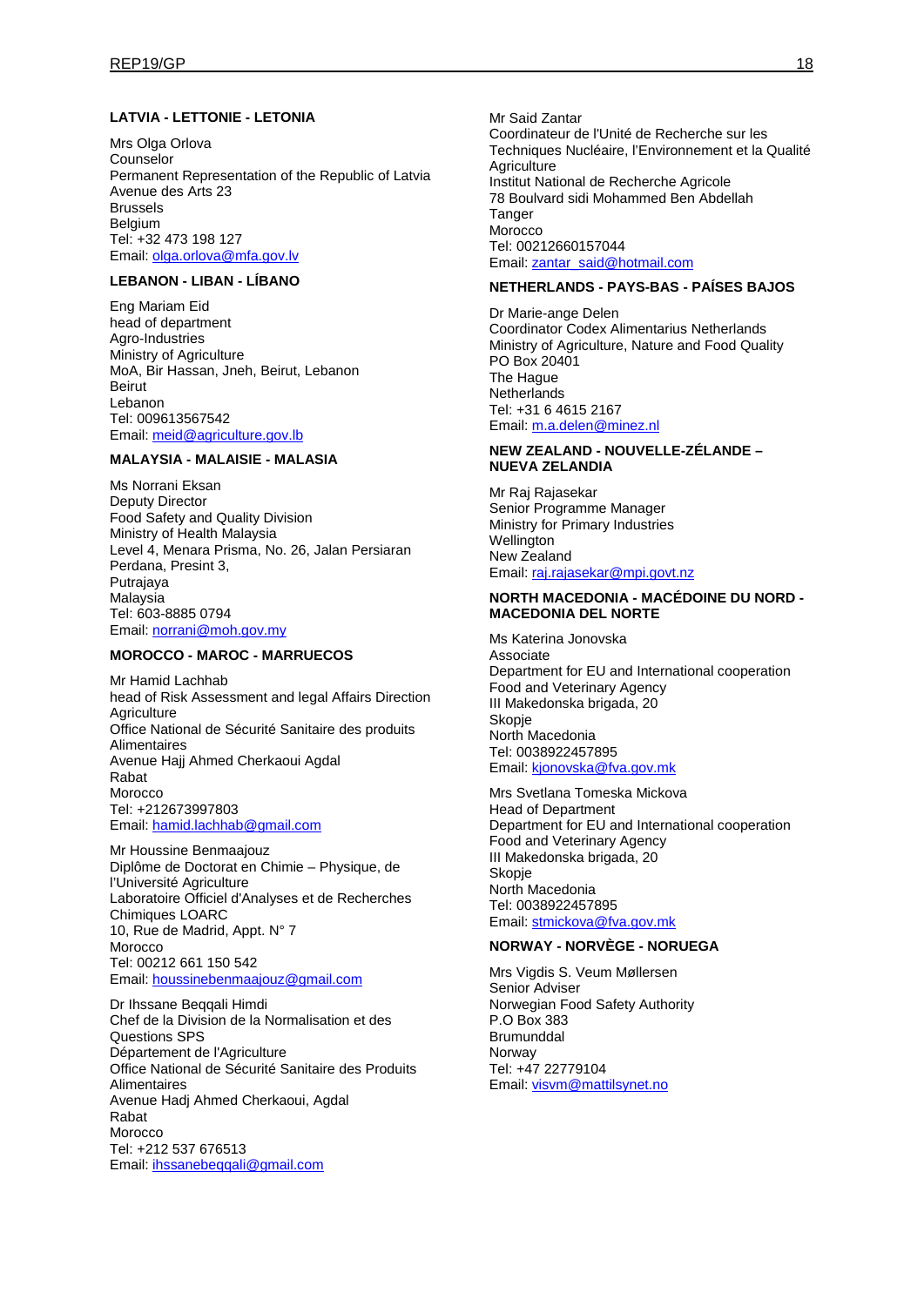**LATVIA - LETTONIE - LETONIA**

Mrs Olga Orlova
Counselor
Permanent Representation of the Republic of Latvia
Avenue des Arts 23
Brussels
Belgium
Tel: +32 473 198 127
Email: olga.orlova@mfa.gov.lv

**LEBANON - LIBAN - LÍBANO**

Eng Mariam Eid
head of department
Agro-Industries
Ministry of Agriculture
MoA, Bir Hassan, Jneh, Beirut, Lebanon
Beirut
Lebanon
Tel: 009613567542
Email: meid@agriculture.gov.lb

**MALAYSIA - MALAISIE - MALASIA**

Ms Norrani Eksan
Deputy Director
Food Safety and Quality Division
Ministry of Health Malaysia
Level 4, Menara Prisma, No. 26, Jalan Persiaran
Perdana, Presint 3,
Putrajaya
Malaysia
Tel: 603-8885 0794
Email: norrani@moh.gov.my

**MOROCCO - MAROC - MARRUECOS**

Mr Hamid Lachhab
head of Risk Assessment and legal Affairs Direction
Agriculture
Office National de Sécurité Sanitaire des produits
Alimentaires
Avenue Hajj Ahmed Cherkaoui Agdal
Rabat
Morocco
Tel: +212673997803
Email: hamid.lachhab@gmail.com

Mr Houssine Benmaajouz
Diplôme de Doctorat en Chimie – Physique, de
l'Université Agriculture
Laboratoire Officiel d'Analyses et de Recherches
Chimiques LOARC
10, Rue de Madrid, Appt. N° 7
Morocco
Tel: 00212 661 150 542
Email: houssinebenmaajouz@gmail.com

Dr Ihssane Beqqali Himdi
Chef de la Division de la Normalisation et des
Questions SPS
Département de l'Agriculture
Office National de Sécurité Sanitaire des Produits
Alimentaires
Avenue Hadj Ahmed Cherkaoui, Agdal
Rabat
Morocco
Tel: +212 537 676513
Email: ihssanebeqqali@gmail.com

Mr Said Zantar
Coordinateur de l'Unité de Recherche sur les
Techniques Nucléaire, l'Environnement et la Qualité
Agriculture
Institut National de Recherche Agricole
78 Boulvard sidi Mohammed Ben Abdellah
Tanger
Morocco
Tel: 00212660157044
Email: zantar_said@hotmail.com

**NETHERLANDS - PAYS-BAS - PAÍSES BAJOS**

Dr Marie-ange Delen
Coordinator Codex Alimentarius Netherlands
Ministry of Agriculture, Nature and Food Quality
PO Box 20401
The Hague
Netherlands
Tel: +31 6 4615 2167
Email: m.a.delen@minez.nl

**NEW ZEALAND - NOUVELLE-ZÉLANDE – NUEVA ZELANDIA**

Mr Raj Rajasekar
Senior Programme Manager
Ministry for Primary Industries
Wellington
New Zealand
Email: raj.rajasekar@mpi.govt.nz

**NORTH MACEDONIA - MACÉDOINE DU NORD - MACEDONIA DEL NORTE**

Ms Katerina Jonovska
Associate
Department for EU and International cooperation
Food and Veterinary Agency
III Makedonska brigada, 20
Skopje
North Macedonia
Tel: 0038922457895
Email: kjonovska@fva.gov.mk

Mrs Svetlana Tomeska Mickova
Head of Department
Department for EU and International cooperation
Food and Veterinary Agency
III Makedonska brigada, 20
Skopje
North Macedonia
Tel: 0038922457895
Email: stmickova@fva.gov.mk

**NORWAY - NORVÈGE - NORUEGA**

Mrs Vigdis S. Veum Møllersen
Senior Adviser
Norwegian Food Safety Authority
P.O Box 383
Brumunddal
Norway
Tel: +47 22779104
Email: visvm@mattilsynet.no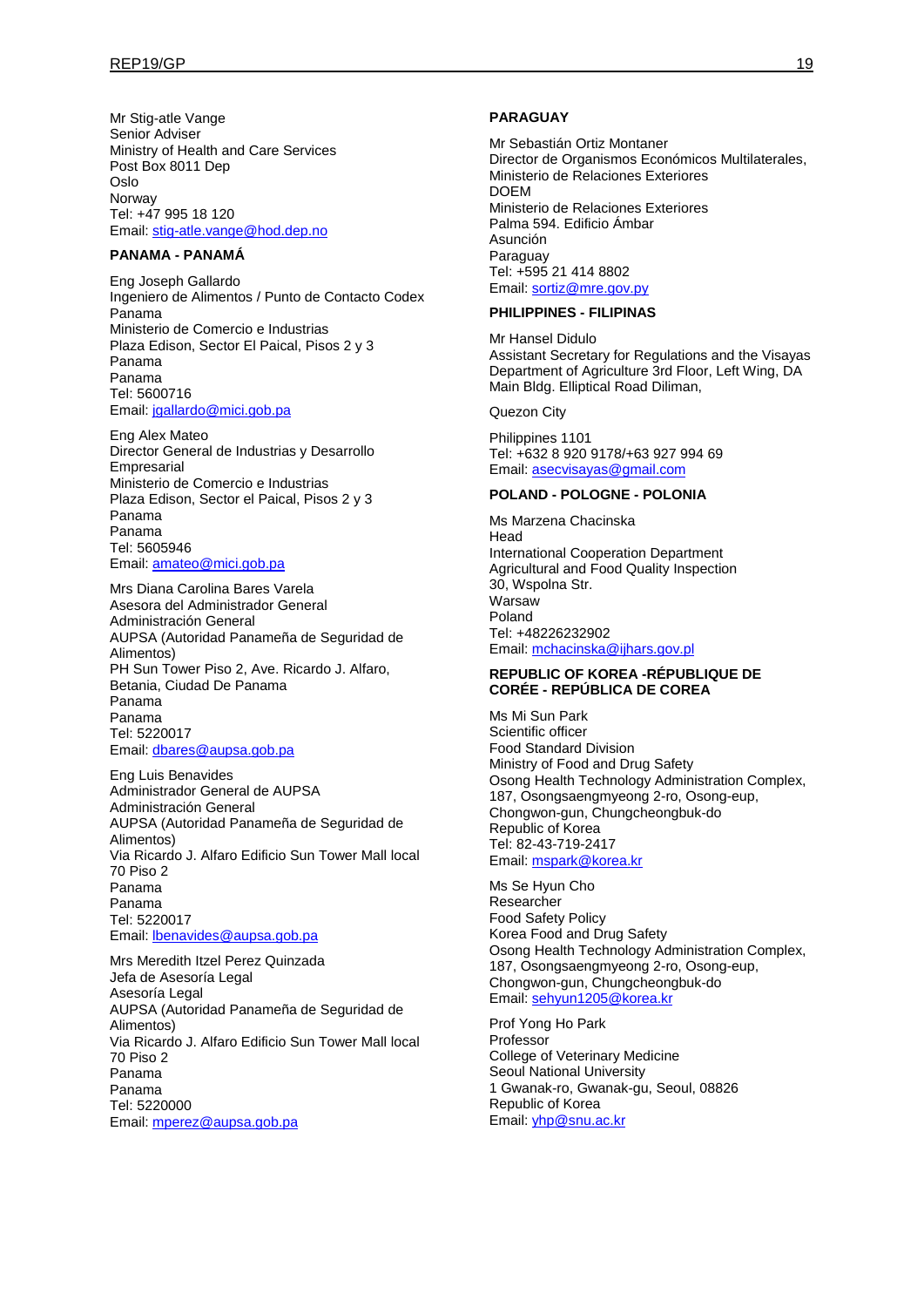Mr Stig-atle Vange
Senior Adviser
Ministry of Health and Care Services
Post Box 8011 Dep
Oslo
Norway
Tel: +47 995 18 120
Email: stig-atle.vange@hod.dep.no

**PANAMA - PANAMÁ**

Eng Joseph Gallardo
Ingeniero de Alimentos / Punto de Contacto Codex Panama
Ministerio de Comercio e Industrias
Plaza Edison, Sector El Paical, Pisos 2 y 3
Panama
Panama
Tel: 5600716
Email: jgallardo@mici.gob.pa

Eng Alex Mateo
Director General de Industrias y Desarrollo Empresarial
Ministerio de Comercio e Industrias
Plaza Edison, Sector el Paical, Pisos 2 y 3
Panama
Panama
Tel: 5605946
Email: amateo@mici.gob.pa

Mrs Diana Carolina Bares Varela
Asesora del Administrador General
Administración General
AUPSA (Autoridad Panameña de Seguridad de Alimentos)
PH Sun Tower Piso 2, Ave. Ricardo J. Alfaro, Betania, Ciudad De Panama
Panama
Panama
Tel: 5220017
Email: dbares@aupsa.gob.pa

Eng Luis Benavides
Administrador General de AUPSA
Administración General
AUPSA (Autoridad Panameña de Seguridad de Alimentos)
Via Ricardo J. Alfaro Edificio Sun Tower Mall local 70 Piso 2
Panama
Panama
Tel: 5220017
Email: lbenavides@aupsa.gob.pa

Mrs Meredith Itzel Perez Quinzada
Jefa de Asesoría Legal
Asesoría Legal
AUPSA (Autoridad Panameña de Seguridad de Alimentos)
Via Ricardo J. Alfaro Edificio Sun Tower Mall local 70 Piso 2
Panama
Panama
Tel: 5220000
Email: mperez@aupsa.gob.pa

**PARAGUAY**

Mr Sebastián Ortiz Montaner
Director de Organismos Económicos Multilaterales, Ministerio de Relaciones Exteriores
DOEM
Ministerio de Relaciones Exteriores
Palma 594. Edificio Ámbar
Asunción
Paraguay
Tel: +595 21 414 8802
Email: sortiz@mre.gov.py

**PHILIPPINES - FILIPINAS**

Mr Hansel Didulo
Assistant Secretary for Regulations and the Visayas
Department of Agriculture 3rd Floor, Left Wing, DA Main Bldg. Elliptical Road Diliman,

Quezon City

Philippines 1101
Tel: +632 8 920 9178/+63 927 994 69
Email: asecvisayas@gmail.com

**POLAND - POLOGNE - POLONIA**

Ms Marzena Chacinska
Head
International Cooperation Department
Agricultural and Food Quality Inspection
30, Wspolna Str.
Warsaw
Poland
Tel: +48226232902
Email: mchacinska@ijhars.gov.pl

**REPUBLIC OF KOREA -RÉPUBLIQUE DE CORÉE - REPÚBLICA DE COREA**

Ms Mi Sun Park
Scientific officer
Food Standard Division
Ministry of Food and Drug Safety
Osong Health Technology Administration Complex, 187, Osongsaengmyeong 2-ro, Osong-eup, Chongwon-gun, Chungcheongbuk-do
Republic of Korea
Tel: 82-43-719-2417
Email: mspark@korea.kr

Ms Se Hyun Cho
Researcher
Food Safety Policy
Korea Food and Drug Safety
Osong Health Technology Administration Complex, 187, Osongsaengmyeong 2-ro, Osong-eup, Chongwon-gun, Chungcheongbuk-do
Email: sehyun1205@korea.kr

Prof Yong Ho Park
Professor
College of Veterinary Medicine
Seoul National University
1 Gwanak-ro, Gwanak-gu, Seoul, 08826
Republic of Korea
Email: yhp@snu.ac.kr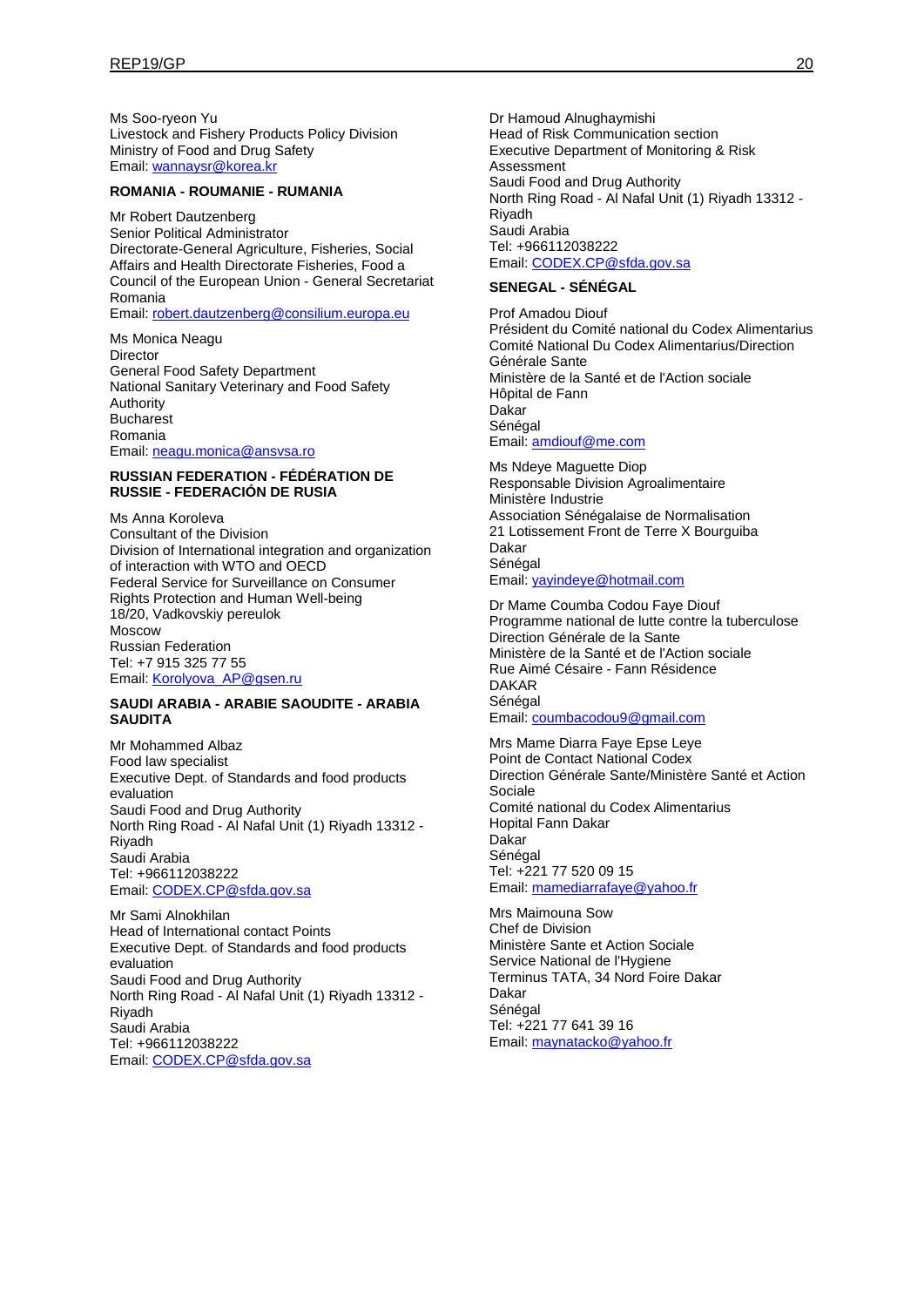Ms Soo-ryeon Yu
Livestock and Fishery Products Policy Division
Ministry of Food and Drug Safety
Email: wannaysr@korea.kr

**ROMANIA - ROUMANIE - RUMANIA**

Mr Robert Dautzenberg
Senior Political Administrator
Directorate-General Agriculture, Fisheries, Social Affairs and Health Directorate Fisheries, Food a
Council of the European Union - General Secretariat
Romania
Email: robert.dautzenberg@consilium.europa.eu

Ms Monica Neagu
Director
General Food Safety Department
National Sanitary Veterinary and Food Safety Authority
Bucharest
Romania
Email: neagu.monica@ansvsa.ro

**RUSSIAN FEDERATION - FÉDÉRATION DE RUSSIE - FEDERACIÓN DE RUSIA**

Ms Anna Koroleva
Consultant of the Division
Division of International integration and organization of interaction with WTO and OECD
Federal Service for Surveillance on Consumer Rights Protection and Human Well-being
18/20, Vadkovskiy pereulok
Moscow
Russian Federation
Tel: +7 915 325 77 55
Email: Korolyova_AP@gsen.ru

**SAUDI ARABIA - ARABIE SAOUDITE - ARABIA SAUDITA**

Mr Mohammed Albaz
Food law specialist
Executive Dept. of Standards and food products evaluation
Saudi Food and Drug Authority
North Ring Road - Al Nafal Unit (1) Riyadh 13312 - Riyadh
Saudi Arabia
Tel: +966112038222
Email: CODEX.CP@sfda.gov.sa

Mr Sami Alnokhilan
Head of International contact Points
Executive Dept. of Standards and food products evaluation
Saudi Food and Drug Authority
North Ring Road - Al Nafal Unit (1) Riyadh 13312 - Riyadh
Saudi Arabia
Tel: +966112038222
Email: CODEX.CP@sfda.gov.sa

Dr Hamoud Alnughaymishi
Head of Risk Communication section
Executive Department of Monitoring & Risk Assessment
Saudi Food and Drug Authority
North Ring Road - Al Nafal Unit (1) Riyadh 13312 - Riyadh
Saudi Arabia
Tel: +966112038222
Email: CODEX.CP@sfda.gov.sa

**SENEGAL - SÉNÉGAL**

Prof Amadou Diouf
Président du Comité national du Codex Alimentarius
Comité National Du Codex Alimentarius/Direction Générale Sante
Ministère de la Santé et de l'Action sociale
Hôpital de Fann
Dakar
Sénégal
Email: amdiouf@me.com

Ms Ndeye Maguette Diop
Responsable Division Agroalimentaire
Ministère Industrie
Association Sénégalaise de Normalisation
21 Lotissement Front de Terre X Bourguiba
Dakar
Sénégal
Email: yayindeye@hotmail.com

Dr Mame Coumba Codou Faye Diouf
Programme national de lutte contre la tuberculose
Direction Générale de la Sante
Ministère de la Santé et de l'Action sociale
Rue Aimé Césaire - Fann Résidence
DAKAR
Sénégal
Email: coumbacodou9@gmail.com

Mrs Mame Diarra Faye Epse Leye
Point de Contact National Codex
Direction Générale Sante/Ministère Santé et Action Sociale
Comité national du Codex Alimentarius
Hopital Fann Dakar
Dakar
Sénégal
Tel: +221 77 520 09 15
Email: mamediarrafaye@yahoo.fr

Mrs Maimouna Sow
Chef de Division
Ministère Sante et Action Sociale
Service National de l'Hygiene
Terminus TATA, 34 Nord Foire Dakar
Dakar
Sénégal
Tel: +221 77 641 39 16
Email: maynatacko@yahoo.fr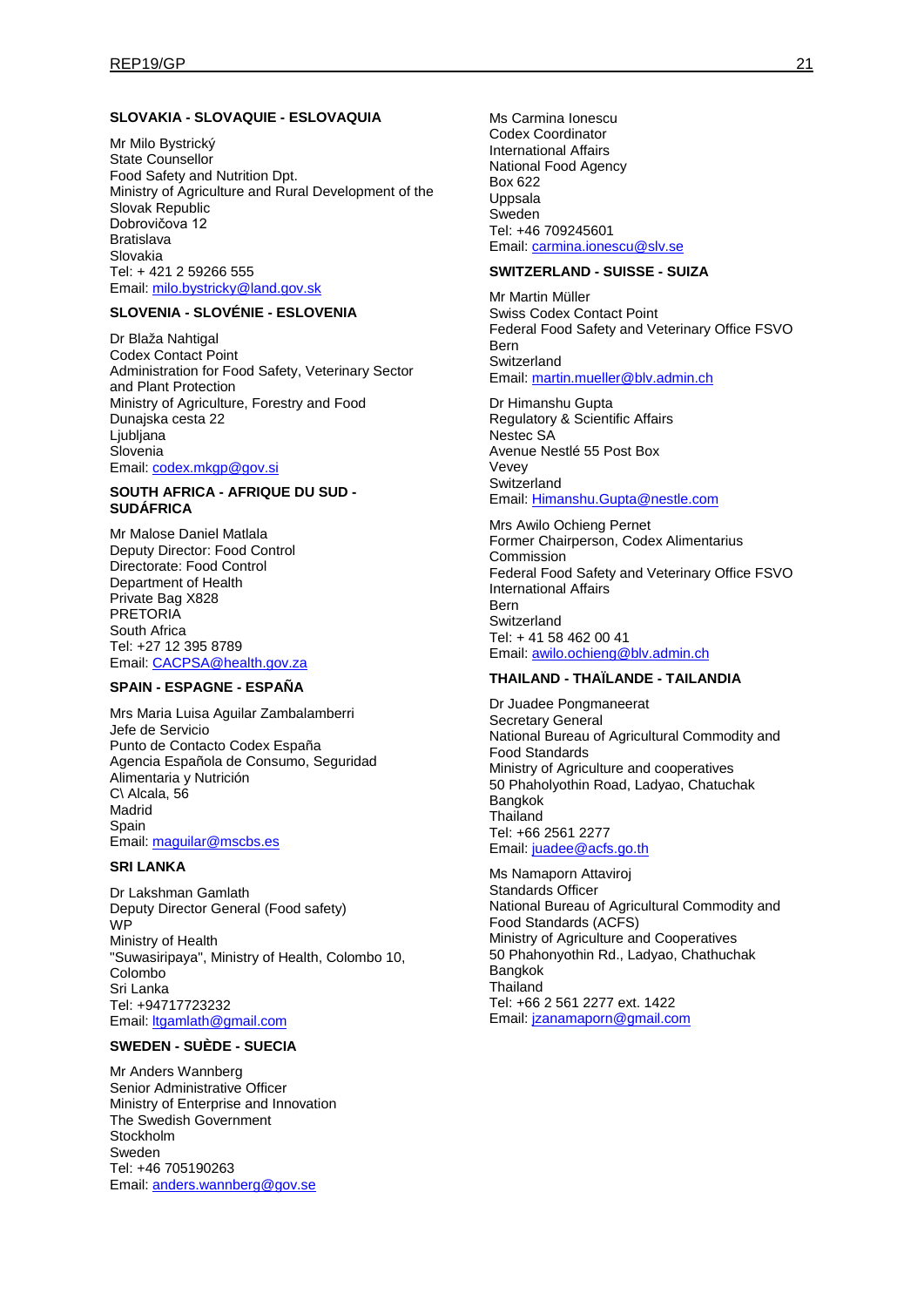**SLOVAKIA - SLOVAQUIE - ESLOVAQUIA**

Mr Milo Bystrický
State Counsellor
Food Safety and Nutrition Dpt.
Ministry of Agriculture and Rural Development of the Slovak Republic
Dobrovičova 12
Bratislava
Slovakia
Tel: + 421 2 59266 555
Email: milo.bystricky@land.gov.sk

**SLOVENIA - SLOVÉNIE - ESLOVENIA**

Dr Blaža Nahtigal
Codex Contact Point
Administration for Food Safety, Veterinary Sector and Plant Protection
Ministry of Agriculture, Forestry and Food
Dunajska cesta 22
Ljubljana
Slovenia
Email: codex.mkgp@gov.si

**SOUTH AFRICA - AFRIQUE DU SUD - SUDÁFRICA**

Mr Malose Daniel Matlala
Deputy Director: Food Control
Directorate: Food Control
Department of Health
Private Bag X828
PRETORIA
South Africa
Tel: +27 12 395 8789
Email: CACPSA@health.gov.za

**SPAIN - ESPAGNE - ESPAÑA**

Mrs Maria Luisa Aguilar Zambalamberri
Jefe de Servicio
Punto de Contacto Codex España
Agencia Española de Consumo, Seguridad Alimentaria y Nutrición
C\ Alcala, 56
Madrid
Spain
Email: maguilar@mscbs.es

**SRI LANKA**

Dr Lakshman Gamlath
Deputy Director General (Food safety)
WP
Ministry of Health
"Suwasiripaya", Ministry of Health, Colombo 10,
Colombo
Sri Lanka
Tel: +94717723232
Email: ltgamlath@gmail.com

**SWEDEN - SUÈDE - SUECIA**

Mr Anders Wannberg
Senior Administrative Officer
Ministry of Enterprise and Innovation
The Swedish Government
Stockholm
Sweden
Tel: +46 705190263
Email: anders.wannberg@gov.se

Ms Carmina Ionescu
Codex Coordinator
International Affairs
National Food Agency
Box 622
Uppsala
Sweden
Tel: +46 709245601
Email: carmina.ionescu@slv.se

**SWITZERLAND - SUISSE - SUIZA**

Mr Martin Müller
Swiss Codex Contact Point
Federal Food Safety and Veterinary Office FSVO
Bern
Switzerland
Email: martin.mueller@blv.admin.ch

Dr Himanshu Gupta
Regulatory & Scientific Affairs
Nestec SA
Avenue Nestlé 55 Post Box
Vevey
Switzerland
Email: Himanshu.Gupta@nestle.com

Mrs Awilo Ochieng Pernet
Former Chairperson, Codex Alimentarius Commission
Federal Food Safety and Veterinary Office FSVO
International Affairs
Bern
Switzerland
Tel: + 41 58 462 00 41
Email: awilo.ochieng@blv.admin.ch

**THAILAND - THAÏLANDE - TAILANDIA**

Dr Juadee Pongmaneerat
Secretary General
National Bureau of Agricultural Commodity and Food Standards
Ministry of Agriculture and cooperatives
50 Phaholyothin Road, Ladyao, Chatuchak
Bangkok
Thailand
Tel: +66 2561 2277
Email: juadee@acfs.go.th

Ms Namaporn Attaviroj
Standards Officer
National Bureau of Agricultural Commodity and Food Standards (ACFS)
Ministry of Agriculture and Cooperatives
50 Phahonyothin Rd., Ladyao, Chathuchak
Bangkok
Thailand
Tel: +66 2 561 2277 ext. 1422
Email: jzanamaporn@gmail.com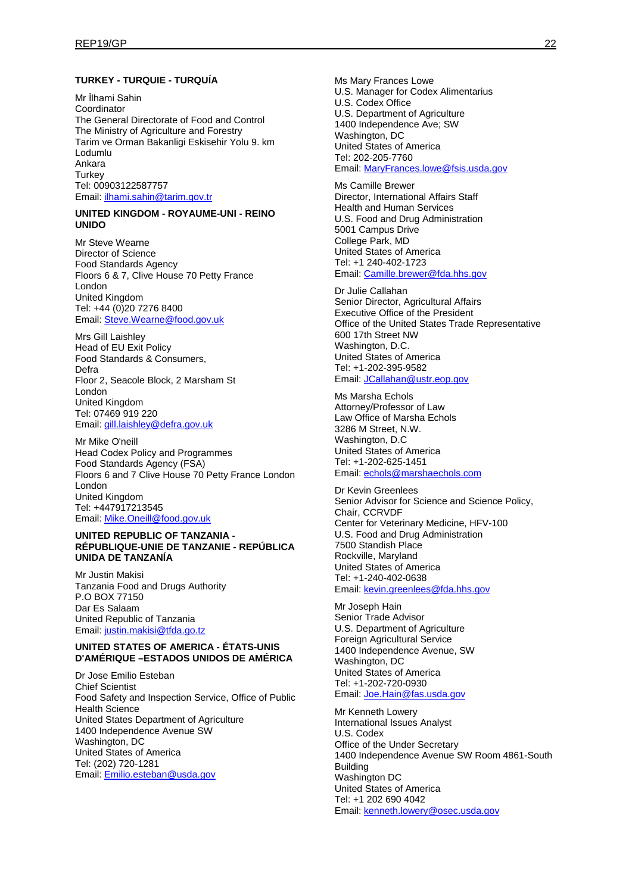**TURKEY - TURQUIE - TURQUÍA**

Mr İlhami Sahin
Coordinator
The General Directorate of Food and Control
The Ministry of Agriculture and Forestry
Tarim ve Orman Bakanligi Eskisehir Yolu 9. km
Lodumlu
Ankara
Turkey
Tel: 00903122587757
Email: ilhami.sahin@tarim.gov.tr

**UNITED KINGDOM - ROYAUME-UNI - REINO UNIDO**

Mr Steve Wearne
Director of Science
Food Standards Agency
Floors 6 & 7, Clive House 70 Petty France
London
United Kingdom
Tel: +44 (0)20 7276 8400
Email: Steve.Wearne@food.gov.uk

Mrs Gill Laishley
Head of EU Exit Policy
Food Standards & Consumers,
Defra
Floor 2, Seacole Block, 2 Marsham St
London
United Kingdom
Tel: 07469 919 220
Email: gill.laishley@defra.gov.uk

Mr Mike O'neill
Head Codex Policy and Programmes
Food Standards Agency (FSA)
Floors 6 and 7 Clive House 70 Petty France London
London
United Kingdom
Tel: +447917213545
Email: Mike.Oneill@food.gov.uk

**UNITED REPUBLIC OF TANZANIA - RÉPUBLIQUE-UNIE DE TANZANIE - REPÚBLICA UNIDA DE TANZANÍA**

Mr Justin Makisi
Tanzania Food and Drugs Authority
P.O BOX 77150
Dar Es Salaam
United Republic of Tanzania
Email: justin.makisi@tfda.go.tz

**UNITED STATES OF AMERICA - ÉTATS-UNIS D'AMÉRIQUE –ESTADOS UNIDOS DE AMÉRICA**

Dr Jose Emilio Esteban
Chief Scientist
Food Safety and Inspection Service, Office of Public Health Science
United States Department of Agriculture
1400 Independence Avenue SW
Washington, DC
United States of America
Tel: (202) 720-1281
Email: Emilio.esteban@usda.gov

Ms Mary Frances Lowe
U.S. Manager for Codex Alimentarius
U.S. Codex Office
U.S. Department of Agriculture
1400 Independence Ave; SW
Washington, DC
United States of America
Tel: 202-205-7760
Email: MaryFrances.lowe@fsis.usda.gov

Ms Camille Brewer
Director, International Affairs Staff
Health and Human Services
U.S. Food and Drug Administration
5001 Campus Drive
College Park, MD
United States of America
Tel: +1 240-402-1723
Email: Camille.brewer@fda.hhs.gov

Dr Julie Callahan
Senior Director, Agricultural Affairs
Executive Office of the President
Office of the United States Trade Representative
600 17th Street NW
Washington, D.C.
United States of America
Tel: +1-202-395-9582
Email: JCallahan@ustr.eop.gov

Ms Marsha Echols
Attorney/Professor of Law
Law Office of Marsha Echols
3286 M Street, N.W.
Washington, D.C
United States of America
Tel: +1-202-625-1451
Email: echols@marshaechols.com

Dr Kevin Greenlees
Senior Advisor for Science and Science Policy, Chair, CCRVDF
Center for Veterinary Medicine, HFV-100
U.S. Food and Drug Administration
7500 Standish Place
Rockville, Maryland
United States of America
Tel: +1-240-402-0638
Email: kevin.greenlees@fda.hhs.gov

Mr Joseph Hain
Senior Trade Advisor
U.S. Department of Agriculture
Foreign Agricultural Service
1400 Independence Avenue, SW
Washington, DC
United States of America
Tel: +1-202-720-0930
Email: Joe.Hain@fas.usda.gov

Mr Kenneth Lowery
International Issues Analyst
U.S. Codex
Office of the Under Secretary
1400 Independence Avenue SW Room 4861-South Building
Washington DC
United States of America
Tel: +1 202 690 4042
Email: kenneth.lowery@osec.usda.gov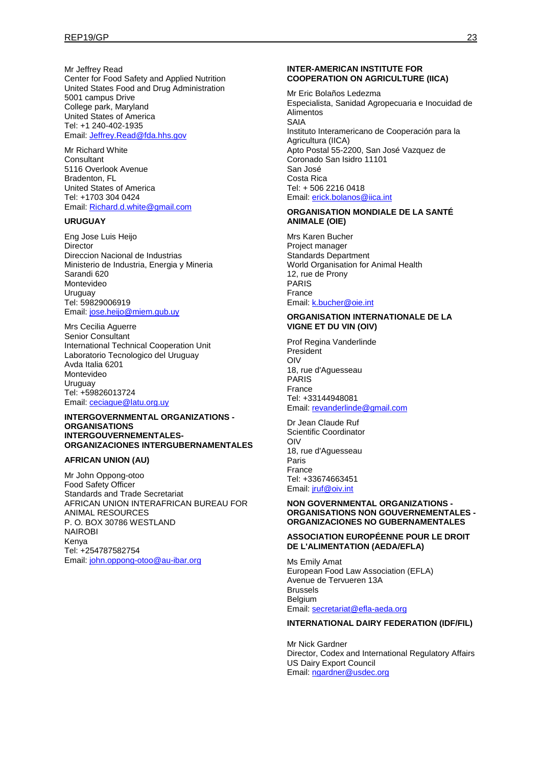Mr Jeffrey Read
Center for Food Safety and Applied Nutrition
United States Food and Drug Administration
5001 campus Drive
College park, Maryland
United States of America
Tel: +1 240-402-1935
Email: Jeffrey.Read@fda.hhs.gov

Mr Richard White
Consultant
5116 Overlook Avenue
Bradenton, FL
United States of America
Tel: +1703 304 0424
Email: Richard.d.white@gmail.com

**URUGUAY**

Eng Jose Luis Heijo
Director
Direccion Nacional de Industrias
Ministerio de Industria, Energia y Mineria
Sarandi 620
Montevideo
Uruguay
Tel: 59829006919
Email: jose.heijo@miem.gub.uy

Mrs Cecilia Aguerre
Senior Consultant
International Technical Cooperation Unit
Laboratorio Tecnologico del Uruguay
Avda Italia 6201
Montevideo
Uruguay
Tel: +59826013724
Email: ceciague@latu.org.uy

**INTERGOVERNMENTAL ORGANIZATIONS - ORGANISATIONS INTERGOUVERNEMENTALES- ORGANIZACIONES INTERGUBERNAMENTALES**

**AFRICAN UNION (AU)**

Mr John Oppong-otoo
Food Safety Officer
Standards and Trade Secretariat
AFRICAN UNION INTERAFRICAN BUREAU FOR ANIMAL RESOURCES
P. O. BOX 30786 WESTLAND
NAIROBI
Kenya
Tel: +254787582754
Email: john.oppong-otoo@au-ibar.org

**INTER-AMERICAN INSTITUTE FOR COOPERATION ON AGRICULTURE (IICA)**

Mr Eric Bolaños Ledezma
Especialista, Sanidad Agropecuaria e Inocuidad de Alimentos
SAIA
Instituto Interamericano de Cooperación para la Agricultura (IICA)
Apto Postal 55-2200, San José Vazquez de Coronado San Isidro 11101
San José
Costa Rica
Tel: + 506 2216 0418
Email: erick.bolanos@iica.int

**ORGANISATION MONDIALE DE LA SANTÉ ANIMALE (OIE)**

Mrs Karen Bucher
Project manager
Standards Department
World Organisation for Animal Health
12, rue de Prony
PARIS
France
Email: k.bucher@oie.int

**ORGANISATION INTERNATIONALE DE LA VIGNE ET DU VIN (OIV)**

Prof Regina Vanderlinde
President
OIV
18, rue d'Aguesseau
PARIS
France
Tel: +33144948081
Email: revanderlinde@gmail.com

Dr Jean Claude Ruf
Scientific Coordinator
OIV
18, rue d'Aguesseau
Paris
France
Tel: +33674663451
Email: jruf@oiv.int

**NON GOVERNMENTAL ORGANIZATIONS - ORGANISATIONS NON GOUVERNEMENTALES - ORGANIZACIONES NO GUBERNAMENTALES**

**ASSOCIATION EUROPÉENNE POUR LE DROIT DE L'ALIMENTATION (AEDA/EFLA)**

Ms Emily Amat
European Food Law Association (EFLA)
Avenue de Tervueren 13A
Brussels
Belgium
Email: secretariat@efla-aeda.org

**INTERNATIONAL DAIRY FEDERATION (IDF/FIL)**

Mr Nick Gardner
Director, Codex and International Regulatory Affairs
US Dairy Export Council
Email: ngardner@usdec.org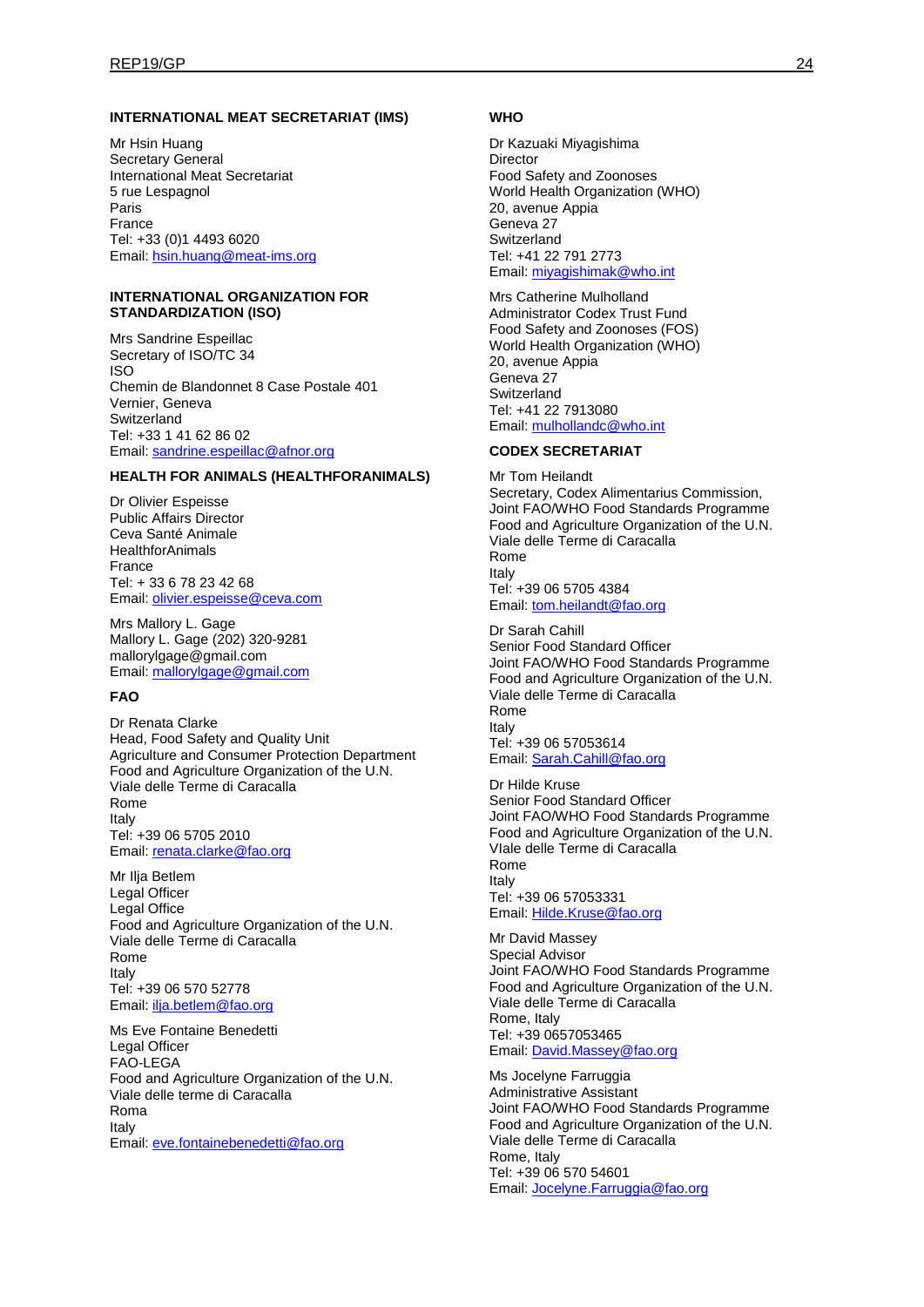**INTERNATIONAL MEAT SECRETARIAT (IMS)**

Mr Hsin Huang
Secretary General
International Meat Secretariat
5 rue Lespagnol
Paris
France
Tel: +33 (0)1 4493 6020
Email: hsin.huang@meat-ims.org

**INTERNATIONAL ORGANIZATION FOR STANDARDIZATION (ISO)**

Mrs Sandrine Espeillac
Secretary of ISO/TC 34
ISO
Chemin de Blandonnet 8 Case Postale 401
Vernier, Geneva
Switzerland
Tel: +33 1 41 62 86 02
Email: sandrine.espeillac@afnor.org

**HEALTH FOR ANIMALS (HEALTHFORANIMALS)**

Dr Olivier Espeisse
Public Affairs Director
Ceva Santé Animale
HealthforAnimals
France
Tel: + 33 6 78 23 42 68
Email: olivier.espeisse@ceva.com

Mrs Mallory L. Gage
Mallory L. Gage (202) 320-9281
mallorylgage@gmail.com
Email: mallorylgage@gmail.com

**FAO**

Dr Renata Clarke
Head, Food Safety and Quality Unit
Agriculture and Consumer Protection Department
Food and Agriculture Organization of the U.N.
Viale delle Terme di Caracalla
Rome
Italy
Tel: +39 06 5705 2010
Email: renata.clarke@fao.org

Mr Ilja Betlem
Legal Officer
Legal Office
Food and Agriculture Organization of the U.N.
Viale delle Terme di Caracalla
Rome
Italy
Tel: +39 06 570 52778
Email: ilja.betlem@fao.org

Ms Eve Fontaine Benedetti
Legal Officer
FAO-LEGA
Food and Agriculture Organization of the U.N.
Viale delle terme di Caracalla
Roma
Italy
Email: eve.fontainebenedetti@fao.org

**WHO**

Dr Kazuaki Miyagishima
Director
Food Safety and Zoonoses
World Health Organization (WHO)
20, avenue Appia
Geneva 27
Switzerland
Tel: +41 22 791 2773
Email: miyagishimak@who.int

Mrs Catherine Mulholland
Administrator Codex Trust Fund
Food Safety and Zoonoses (FOS)
World Health Organization (WHO)
20, avenue Appia
Geneva 27
Switzerland
Tel: +41 22 7913080
Email: mulhollandc@who.int

**CODEX SECRETARIAT**

Mr Tom Heilandt
Secretary, Codex Alimentarius Commission,
Joint FAO/WHO Food Standards Programme
Food and Agriculture Organization of the U.N.
Viale delle Terme di Caracalla
Rome
Italy
Tel: +39 06 5705 4384
Email: tom.heilandt@fao.org

Dr Sarah Cahill
Senior Food Standard Officer
Joint FAO/WHO Food Standards Programme
Food and Agriculture Organization of the U.N.
Viale delle Terme di Caracalla
Rome
Italy
Tel: +39 06 57053614
Email: Sarah.Cahill@fao.org

Dr Hilde Kruse
Senior Food Standard Officer
Joint FAO/WHO Food Standards Programme
Food and Agriculture Organization of the U.N.
VIale delle Terme di Caracalla
Rome
Italy
Tel: +39 06 57053331
Email: Hilde.Kruse@fao.org

Mr David Massey
Special Advisor
Joint FAO/WHO Food Standards Programme
Food and Agriculture Organization of the U.N.
Viale delle Terme di Caracalla
Rome, Italy
Tel: +39 0657053465
Email: David.Massey@fao.org

Ms Jocelyne Farruggia
Administrative Assistant
Joint FAO/WHO Food Standards Programme
Food and Agriculture Organization of the U.N.
Viale delle Terme di Caracalla
Rome, Italy
Tel: +39 06 570 54601
Email: Jocelyne.Farruggia@fao.org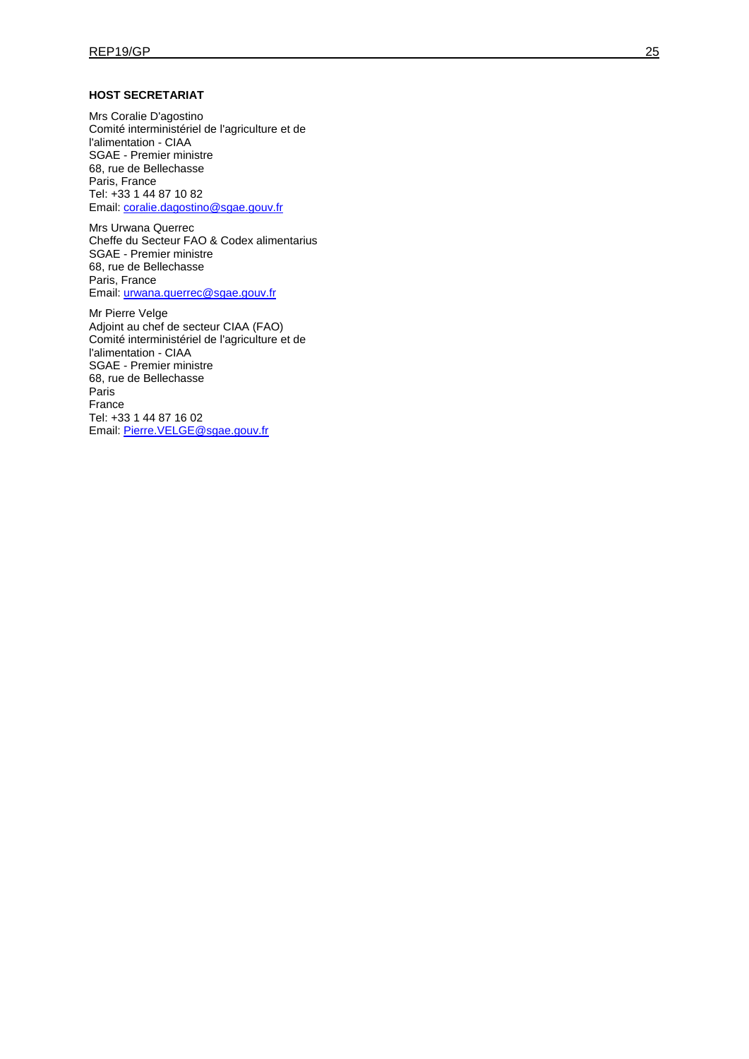**HOST SECRETARIAT**

Mrs Coralie D'agostino  
Comité interministériel de l'agriculture et de l'alimentation - CIAA  
SGAE - Premier ministre  
68, rue de Bellechasse  
Paris, France  
Tel: +33 1 44 87 10 82  
Email: coralie.dagostino@sgae.gouv.fr

Mrs Urwana Querrec  
Cheffe du Secteur FAO & Codex alimentarius  
SGAE - Premier ministre  
68, rue de Bellechasse  
Paris, France  
Email: urwana.querrec@sgae.gouv.fr

Mr Pierre Velge  
Adjoint au chef de secteur CIAA (FAO)  
Comité interministériel de l'agriculture et de l'alimentation - CIAA  
SGAE - Premier ministre  
68, rue de Bellechasse  
Paris  
France  
Tel: +33 1 44 87 16 02  
Email: Pierre.VELGE@sgae.gouv.fr